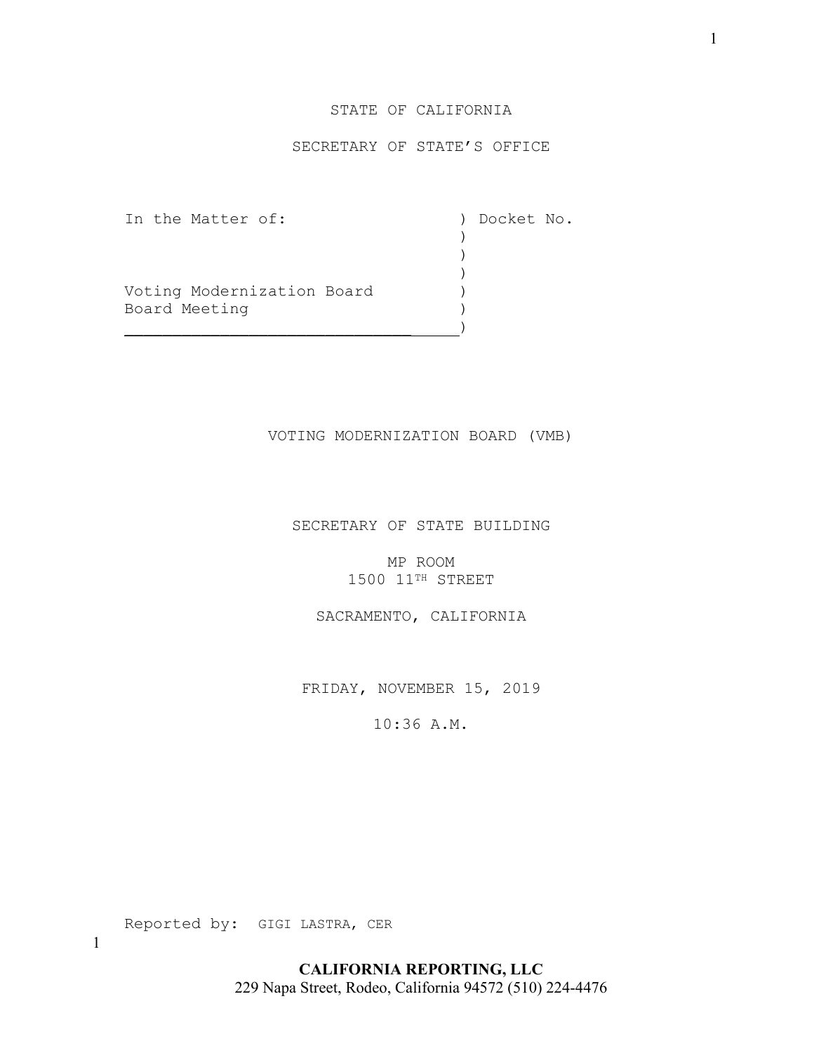STATE OF CALIFORNIA

SECRETARY OF STATE'S OFFICE

```
In the Matter of:                  ) Docket No.
                                   )
                                   )
                                   )
Voting Modernization Board         )
Board Meeting                      )
___________________________________)
```

VOTING MODERNIZATION BOARD (VMB)

SECRETARY OF STATE BUILDING

MP ROOM
1500 11TH STREET

SACRAMENTO, CALIFORNIA

FRIDAY, NOVEMBER 15, 2019

10:36 A.M.

Reported by: GIGI LASTRA, CER

**CALIFORNIA REPORTING, LLC**
229 Napa Street, Rodeo, California 94572 (510) 224-4476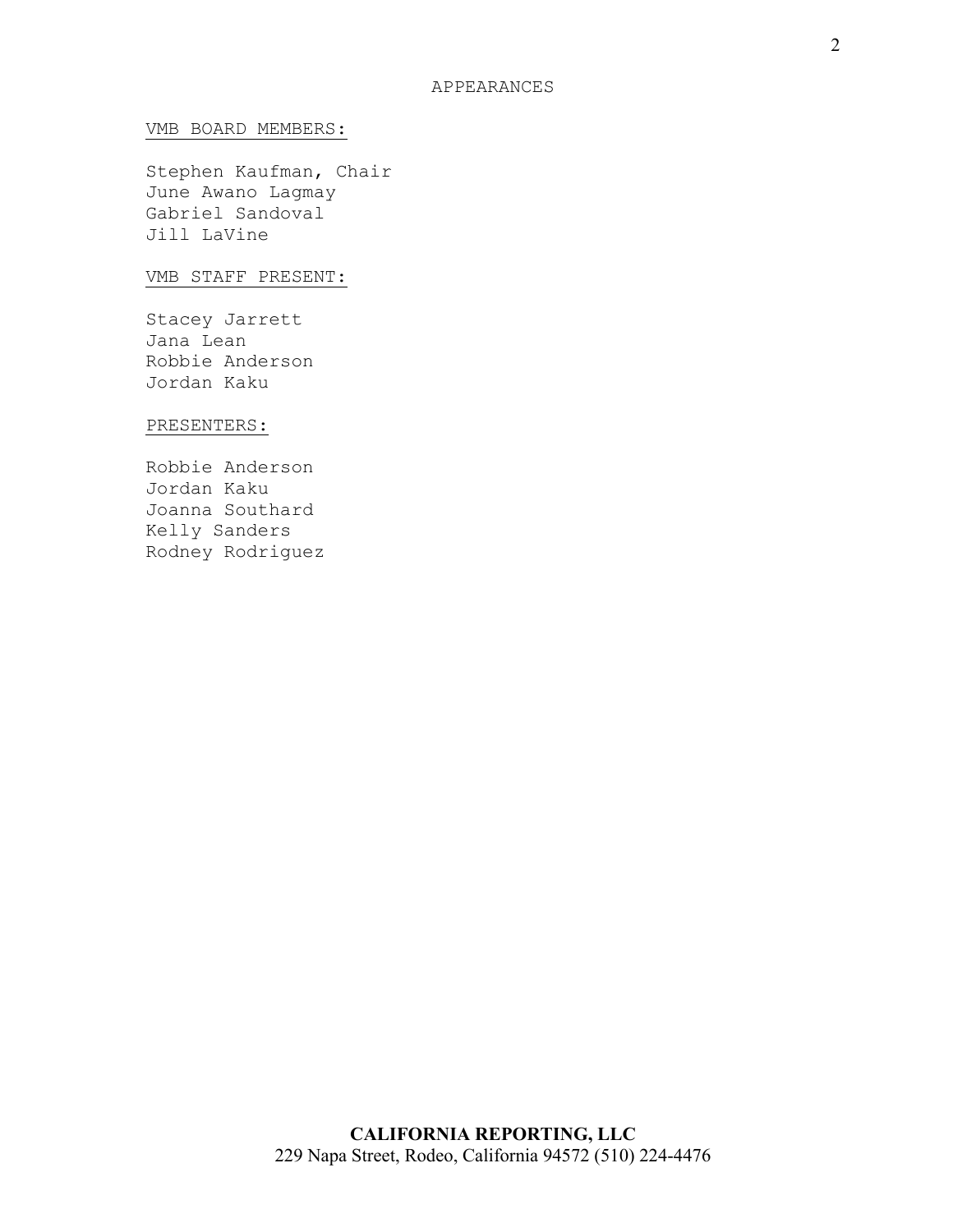# APPEARANCES

VMB BOARD MEMBERS:

Stephen Kaufman, Chair
June Awano Lagmay
Gabriel Sandoval
Jill LaVine

VMB STAFF PRESENT:

Stacey Jarrett
Jana Lean
Robbie Anderson
Jordan Kaku

PRESENTERS:

Robbie Anderson
Jordan Kaku
Joanna Southard
Kelly Sanders
Rodney Rodriguez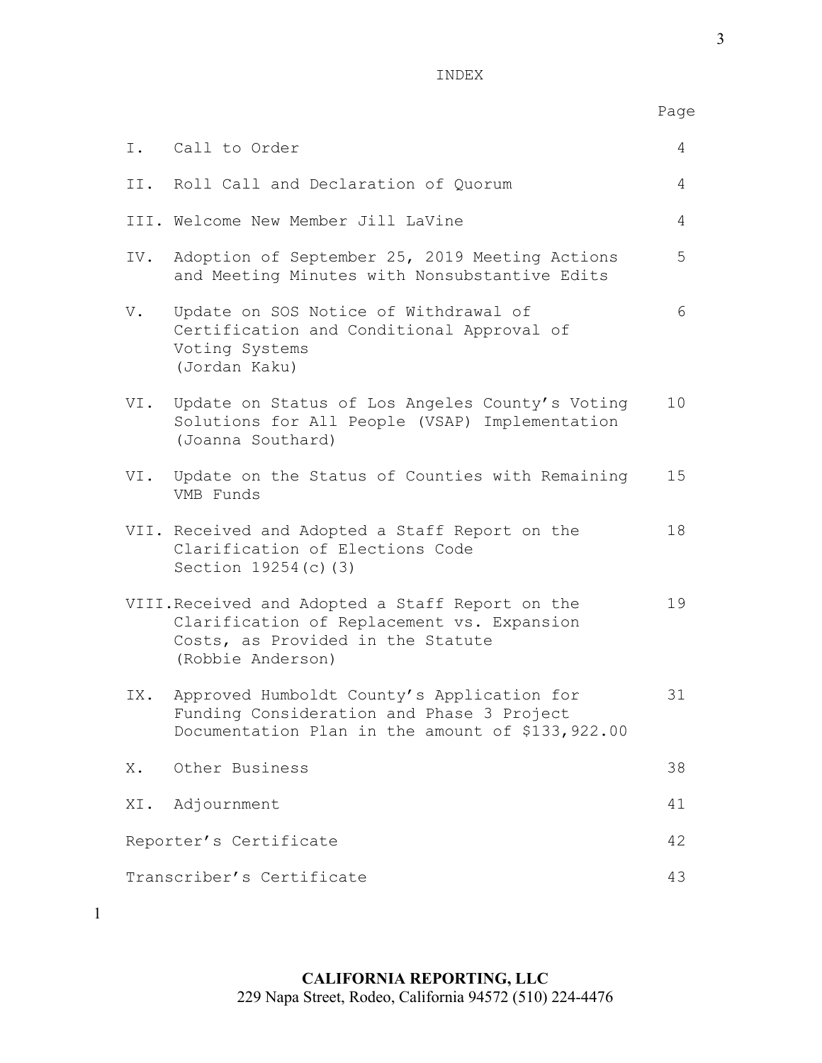# INDEX

| | | Page |
|---|---|---|
| I. | Call to Order | 4 |
| II. | Roll Call and Declaration of Quorum | 4 |
| III. | Welcome New Member Jill LaVine | 4 |
| IV. | Adoption of September 25, 2019 Meeting Actions and Meeting Minutes with Nonsubstantive Edits | 5 |
| V. | Update on SOS Notice of Withdrawal of Certification and Conditional Approval of Voting Systems (Jordan Kaku) | 6 |
| VI. | Update on Status of Los Angeles County's Voting Solutions for All People (VSAP) Implementation (Joanna Southard) | 10 |
| VI. | Update on the Status of Counties with Remaining VMB Funds | 15 |
| VII. | Received and Adopted a Staff Report on the Clarification of Elections Code Section 19254(c)(3) | 18 |
| VIII. | Received and Adopted a Staff Report on the Clarification of Replacement vs. Expansion Costs, as Provided in the Statute (Robbie Anderson) | 19 |
| IX. | Approved Humboldt County's Application for Funding Consideration and Phase 3 Project Documentation Plan in the amount of $133,922.00 | 31 |
| X. | Other Business | 38 |
| XI. | Adjournment | 41 |
| | Reporter's Certificate | 42 |
| | Transcriber's Certificate | 43 |

CALIFORNIA REPORTING, LLC
229 Napa Street, Rodeo, California 94572 (510) 224-4476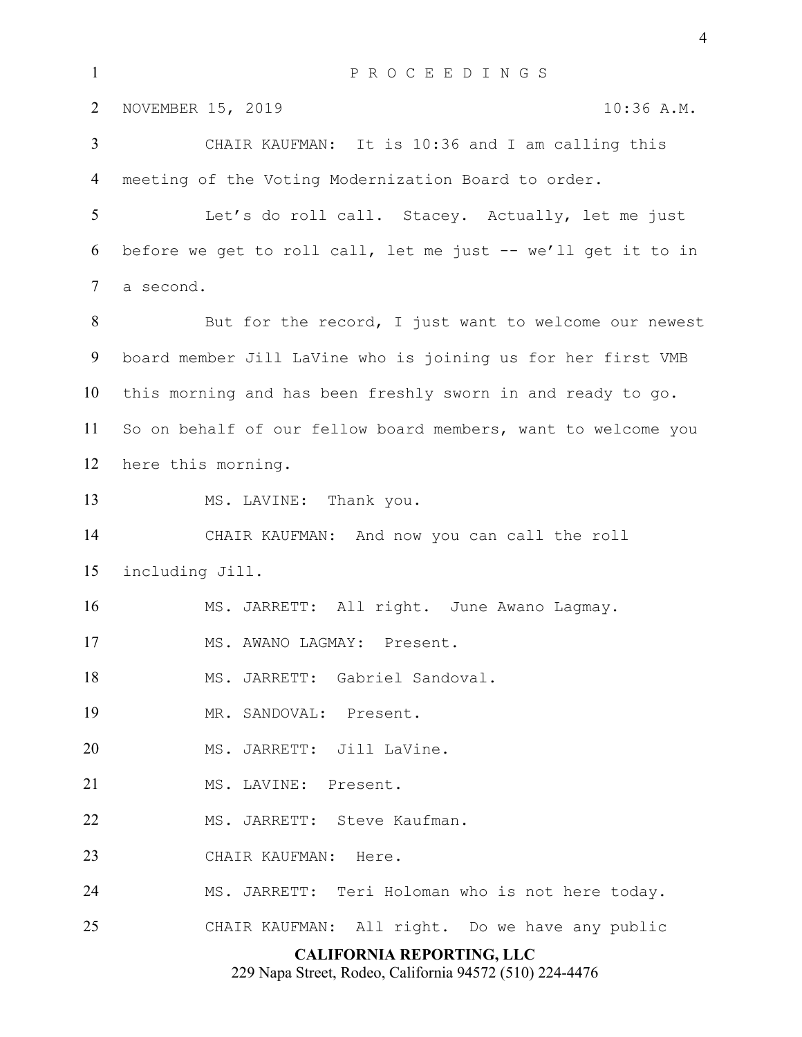P R O C E E D I N G S

NOVEMBER 15, 2019 10:36 A.M.

CHAIR KAUFMAN: It is 10:36 and I am calling this meeting of the Voting Modernization Board to order.

Let's do roll call. Stacey. Actually, let me just before we get to roll call, let me just -- we'll get it to in a second.

But for the record, I just want to welcome our newest board member Jill LaVine who is joining us for her first VMB this morning and has been freshly sworn in and ready to go. So on behalf of our fellow board members, want to welcome you here this morning.

MS. LAVINE: Thank you.

CHAIR KAUFMAN: And now you can call the roll including Jill.

MS. JARRETT: All right. June Awano Lagmay.

MS. AWANO LAGMAY: Present.

MS. JARRETT: Gabriel Sandoval.

MR. SANDOVAL: Present.

MS. JARRETT: Jill LaVine.

MS. LAVINE: Present.

MS. JARRETT: Steve Kaufman.

CHAIR KAUFMAN: Here.

MS. JARRETT: Teri Holoman who is not here today.

CHAIR KAUFMAN: All right. Do we have any public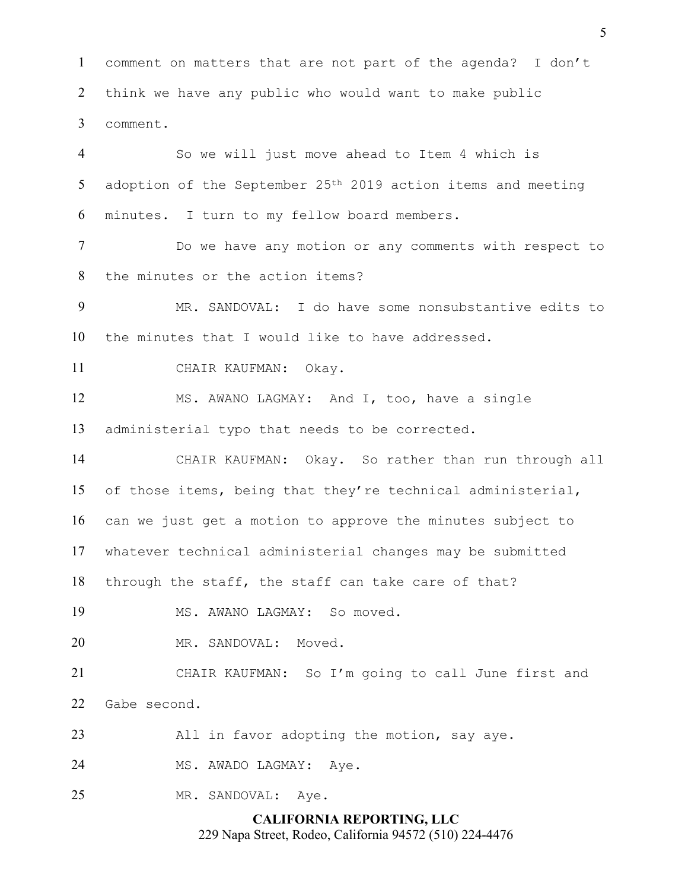1 comment on matters that are not part of the agenda? I don't
2 think we have any public who would want to make public
3 comment.

4 So we will just move ahead to Item 4 which is
5 adoption of the September 25th 2019 action items and meeting
6 minutes. I turn to my fellow board members.

7 Do we have any motion or any comments with respect to
8 the minutes or the action items?

9 MR. SANDOVAL: I do have some nonsubstantive edits to
10 the minutes that I would like to have addressed.

11 CHAIR KAUFMAN: Okay.

12 MS. AWANO LAGMAY: And I, too, have a single
13 administerial typo that needs to be corrected.

14 CHAIR KAUFMAN: Okay. So rather than run through all
15 of those items, being that they're technical administerial,
16 can we just get a motion to approve the minutes subject to
17 whatever technical administerial changes may be submitted
18 through the staff, the staff can take care of that?

19 MS. AWANO LAGMAY: So moved.

20 MR. SANDOVAL: Moved.

21 CHAIR KAUFMAN: So I'm going to call June first and
22 Gabe second.

23 All in favor adopting the motion, say aye.

24 MS. AWADO LAGMAY: Aye.

25 MR. SANDOVAL: Aye.

**CALIFORNIA REPORTING, LLC**
229 Napa Street, Rodeo, California 94572 (510) 224-4476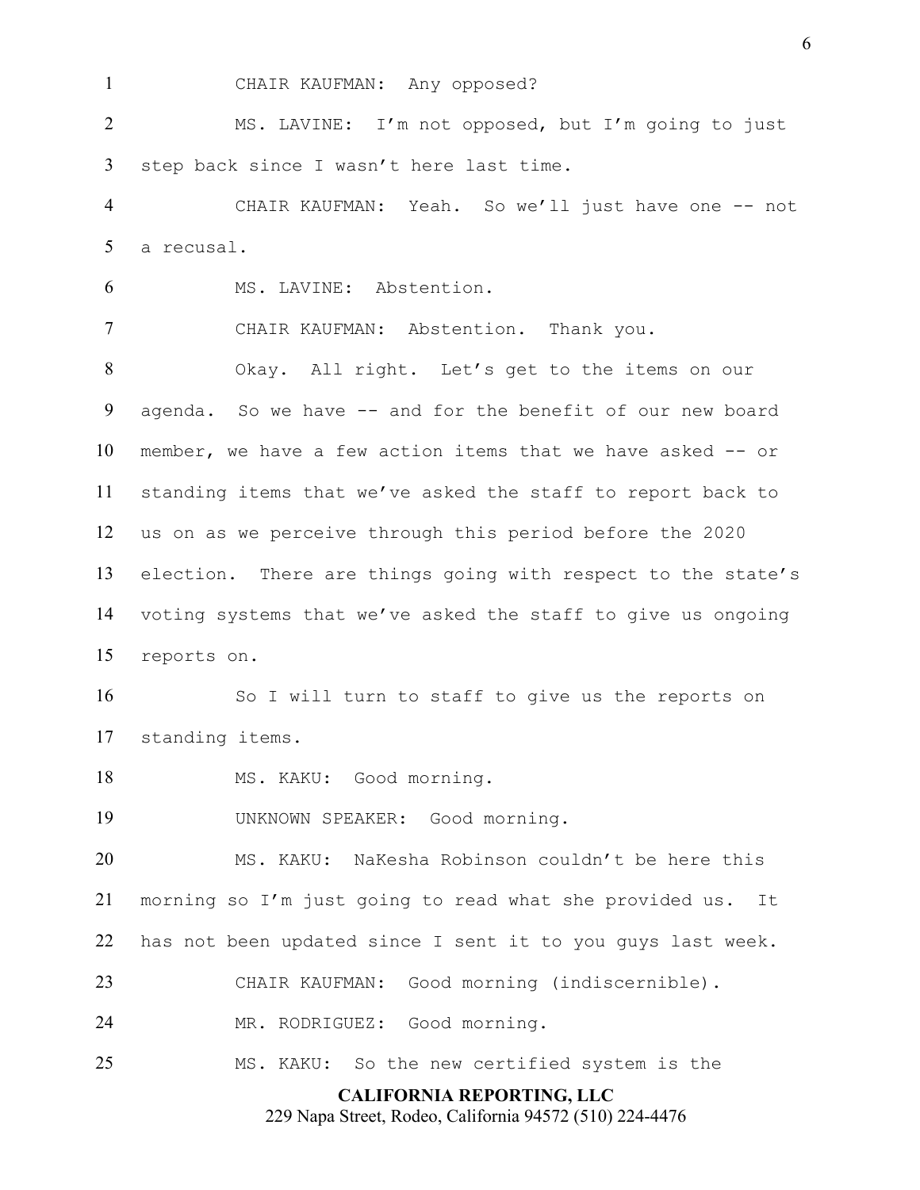CHAIR KAUFMAN: Any opposed?

MS. LAVINE: I'm not opposed, but I'm going to just step back since I wasn't here last time.

CHAIR KAUFMAN: Yeah. So we'll just have one -- not a recusal.

MS. LAVINE: Abstention.

CHAIR KAUFMAN: Abstention. Thank you.

Okay. All right. Let's get to the items on our agenda. So we have -- and for the benefit of our new board member, we have a few action items that we have asked -- or standing items that we've asked the staff to report back to us on as we perceive through this period before the 2020 election. There are things going with respect to the state's voting systems that we've asked the staff to give us ongoing reports on.

So I will turn to staff to give us the reports on standing items.

MS. KAKU: Good morning.

UNKNOWN SPEAKER: Good morning.

MS. KAKU: NaKesha Robinson couldn't be here this morning so I'm just going to read what she provided us. It has not been updated since I sent it to you guys last week.

CHAIR KAUFMAN: Good morning (indiscernible).

MR. RODRIGUEZ: Good morning.

MS. KAKU: So the new certified system is the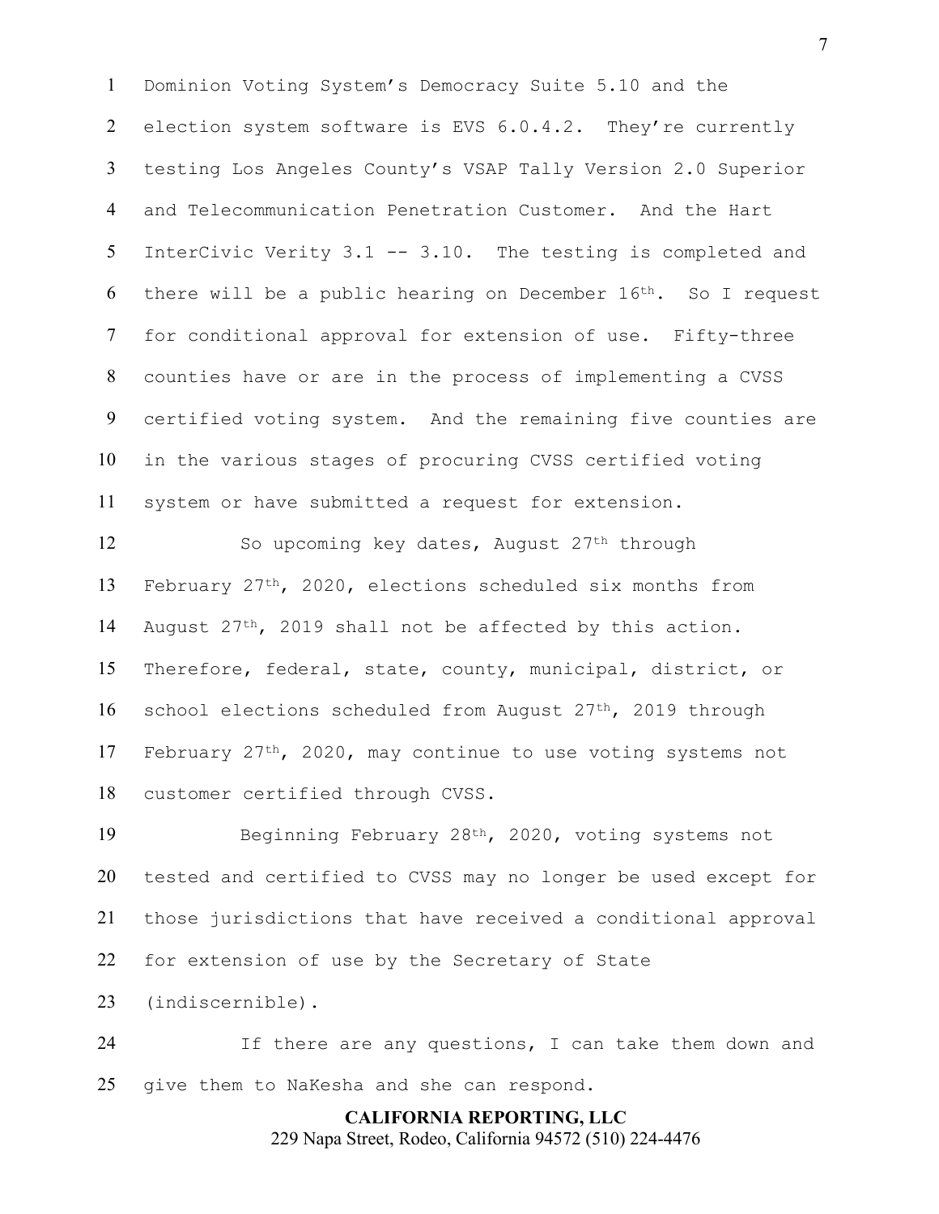Dominion Voting System's Democracy Suite 5.10 and the election system software is EVS 6.0.4.2. They're currently testing Los Angeles County's VSAP Tally Version 2.0 Superior and Telecommunication Penetration Customer. And the Hart InterCivic Verity 3.1 -- 3.10. The testing is completed and there will be a public hearing on December 16th. So I request for conditional approval for extension of use. Fifty-three counties have or are in the process of implementing a CVSS certified voting system. And the remaining five counties are in the various stages of procuring CVSS certified voting system or have submitted a request for extension.

So upcoming key dates, August 27th through February 27th, 2020, elections scheduled six months from August 27th, 2019 shall not be affected by this action. Therefore, federal, state, county, municipal, district, or school elections scheduled from August 27th, 2019 through February 27th, 2020, may continue to use voting systems not customer certified through CVSS.

Beginning February 28th, 2020, voting systems not tested and certified to CVSS may no longer be used except for those jurisdictions that have received a conditional approval for extension of use by the Secretary of State (indiscernible).

If there are any questions, I can take them down and give them to NaKesha and she can respond.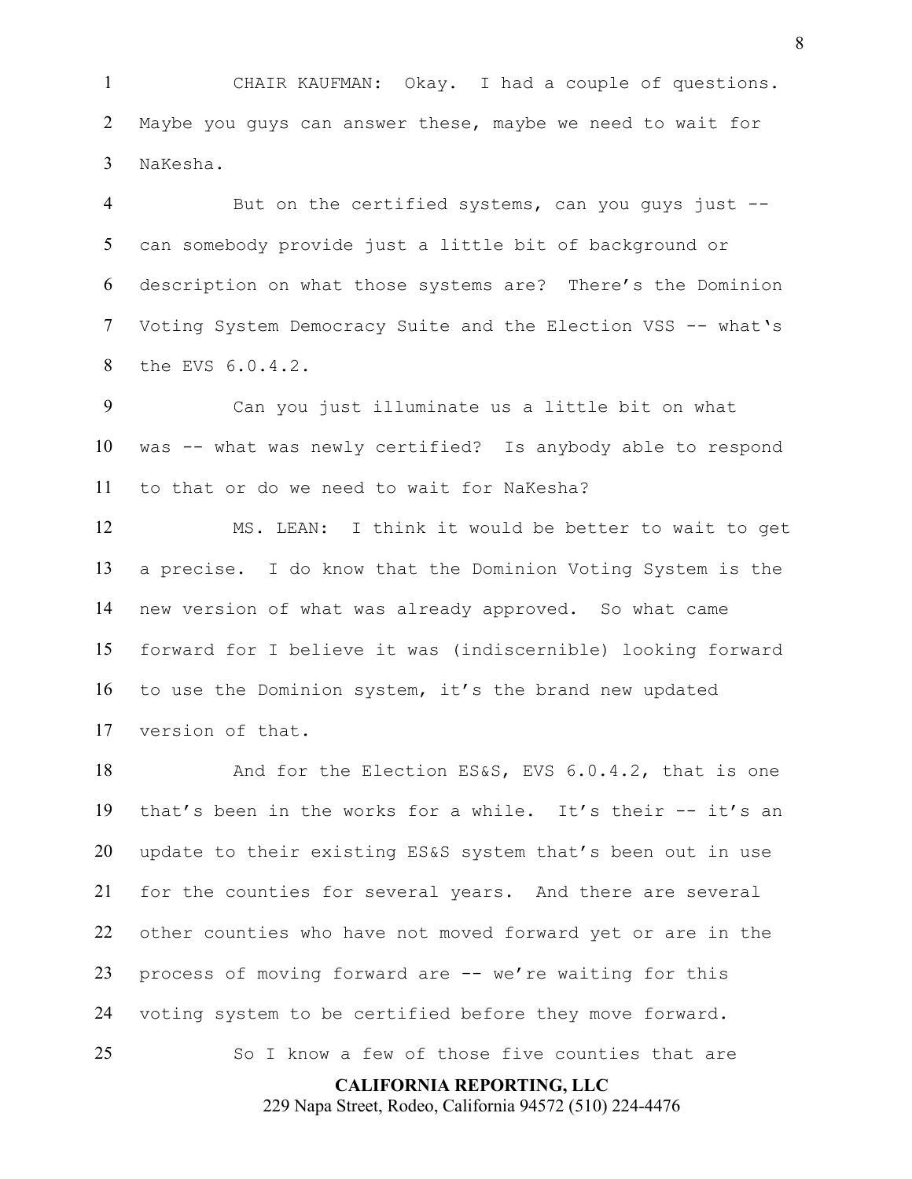CHAIR KAUFMAN: Okay. I had a couple of questions. Maybe you guys can answer these, maybe we need to wait for NaKesha.

But on the certified systems, can you guys just -- can somebody provide just a little bit of background or description on what those systems are? There's the Dominion Voting System Democracy Suite and the Election VSS -- what's the EVS 6.0.4.2.

Can you just illuminate us a little bit on what was -- what was newly certified? Is anybody able to respond to that or do we need to wait for NaKesha?

MS. LEAN: I think it would be better to wait to get a precise. I do know that the Dominion Voting System is the new version of what was already approved. So what came forward for I believe it was (indiscernible) looking forward to use the Dominion system, it's the brand new updated version of that.

And for the Election ES&S, EVS 6.0.4.2, that is one that's been in the works for a while. It's their -- it's an update to their existing ES&S system that's been out in use for the counties for several years. And there are several other counties who have not moved forward yet or are in the process of moving forward are -- we're waiting for this voting system to be certified before they move forward.

So I know a few of those five counties that are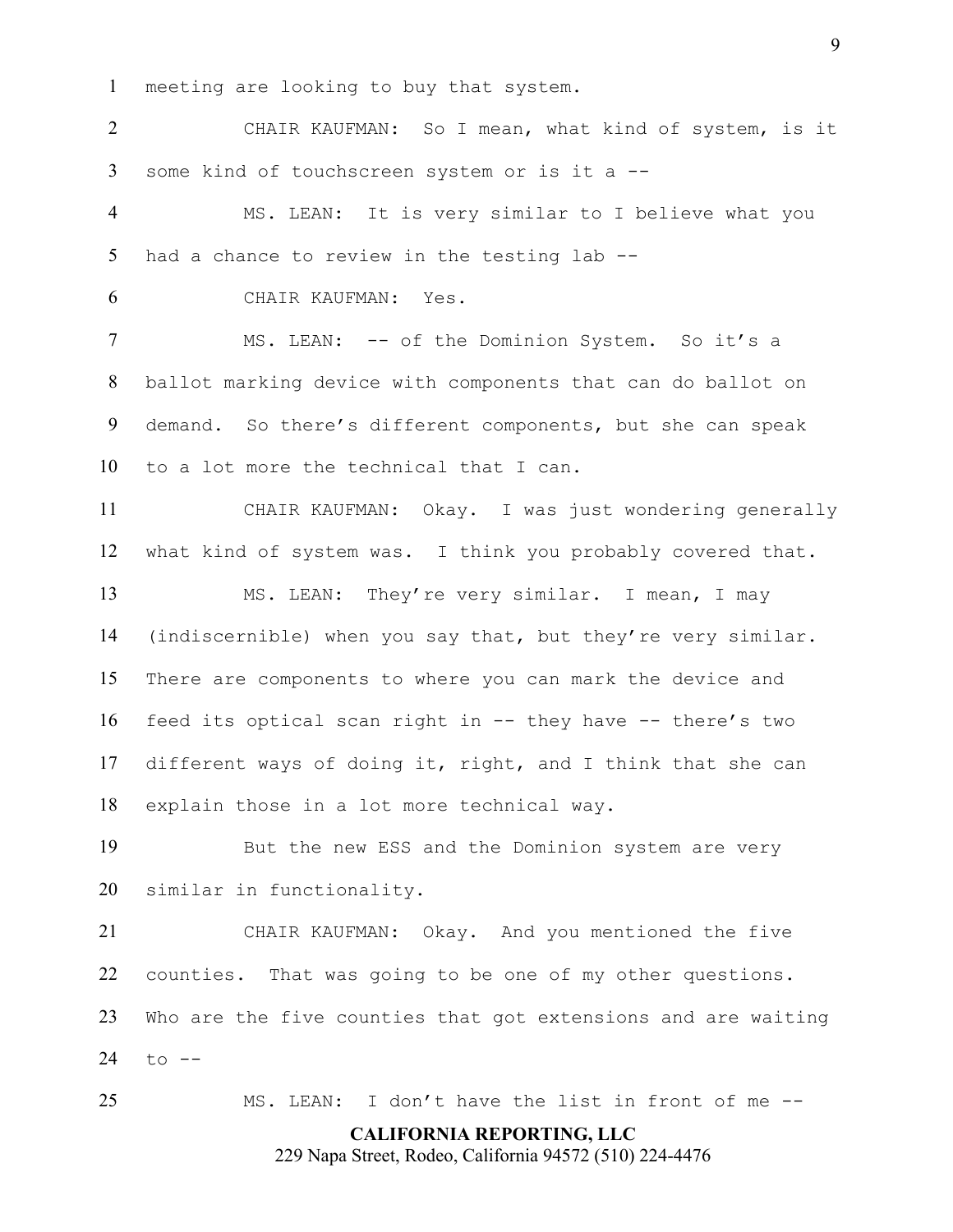meeting are looking to buy that system.

CHAIR KAUFMAN: So I mean, what kind of system, is it some kind of touchscreen system or is it a --

MS. LEAN: It is very similar to I believe what you had a chance to review in the testing lab --

CHAIR KAUFMAN: Yes.

MS. LEAN: -- of the Dominion System. So it's a ballot marking device with components that can do ballot on demand. So there's different components, but she can speak to a lot more the technical that I can.

CHAIR KAUFMAN: Okay. I was just wondering generally what kind of system was. I think you probably covered that.

MS. LEAN: They're very similar. I mean, I may (indiscernible) when you say that, but they're very similar. There are components to where you can mark the device and feed its optical scan right in -- they have -- there's two different ways of doing it, right, and I think that she can explain those in a lot more technical way.

But the new ESS and the Dominion system are very similar in functionality.

CHAIR KAUFMAN: Okay. And you mentioned the five counties. That was going to be one of my other questions. Who are the five counties that got extensions and are waiting to --

MS. LEAN: I don't have the list in front of me --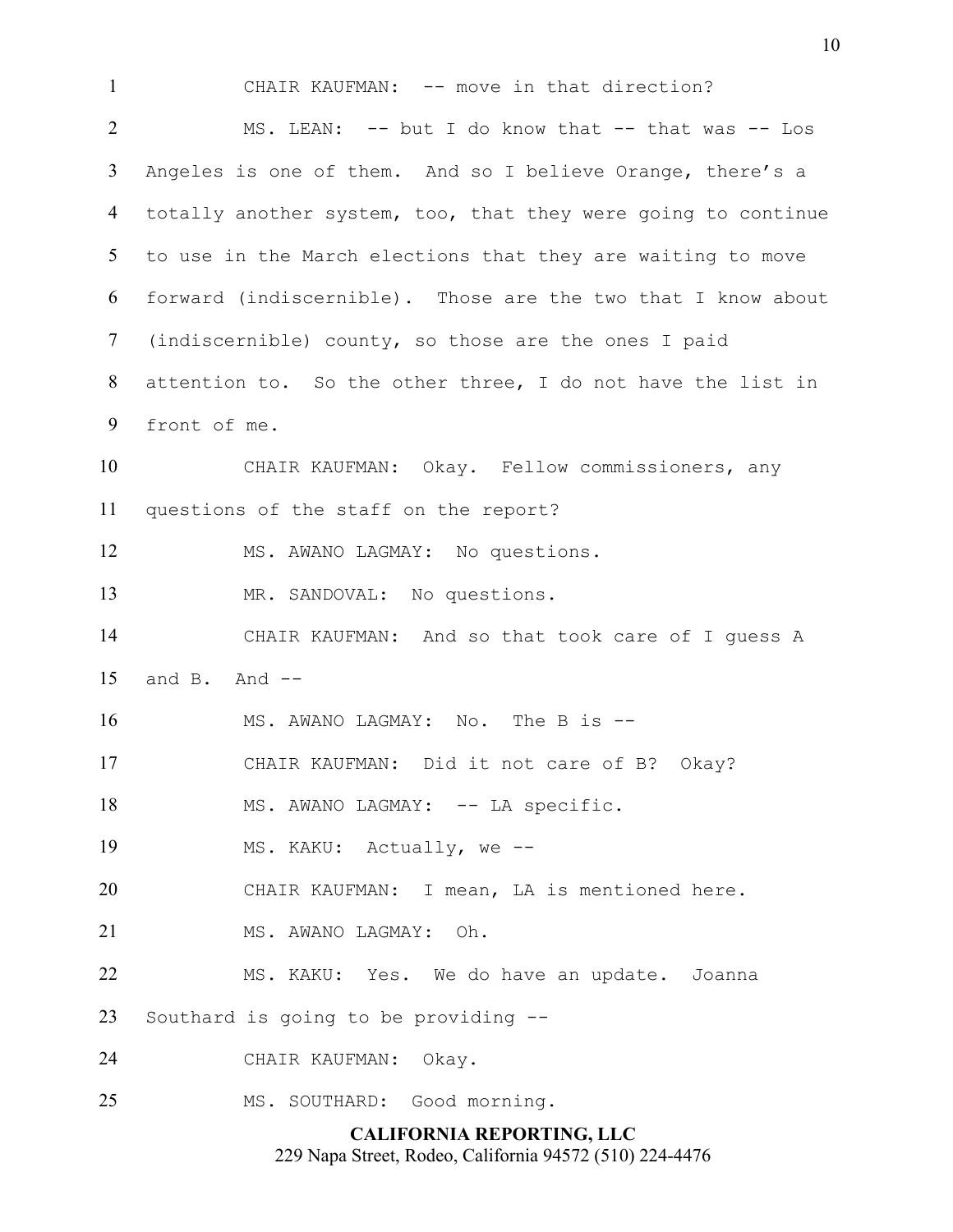CHAIR KAUFMAN: -- move in that direction?

MS. LEAN: -- but I do know that -- that was -- Los Angeles is one of them. And so I believe Orange, there's a totally another system, too, that they were going to continue to use in the March elections that they are waiting to move forward (indiscernible). Those are the two that I know about (indiscernible) county, so those are the ones I paid attention to. So the other three, I do not have the list in front of me.

CHAIR KAUFMAN: Okay. Fellow commissioners, any questions of the staff on the report?

MS. AWANO LAGMAY: No questions.

MR. SANDOVAL: No questions.

CHAIR KAUFMAN: And so that took care of I guess A and B. And --

MS. AWANO LAGMAY: No. The B is --

CHAIR KAUFMAN: Did it not care of B? Okay?

MS. AWANO LAGMAY: -- LA specific.

MS. KAKU: Actually, we --

CHAIR KAUFMAN: I mean, LA is mentioned here.

MS. AWANO LAGMAY: Oh.

MS. KAKU: Yes. We do have an update. Joanna Southard is going to be providing --

CHAIR KAUFMAN: Okay.

MS. SOUTHARD: Good morning.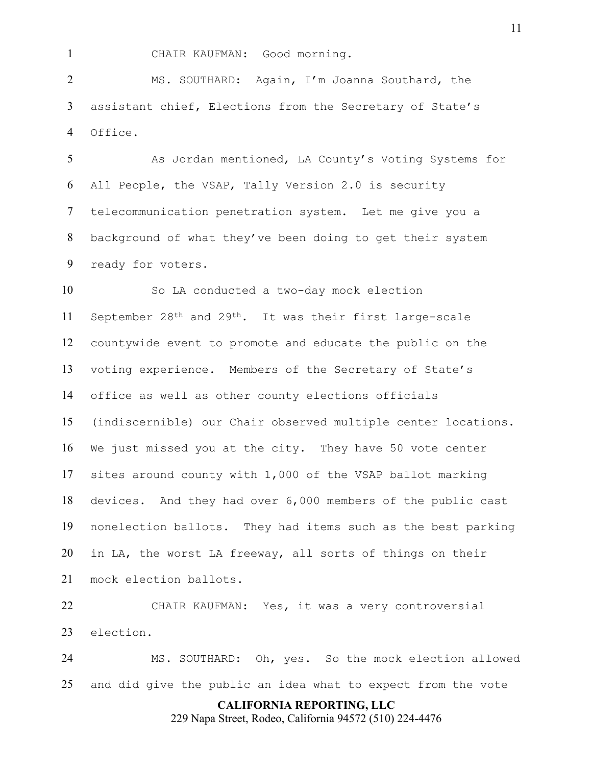CHAIR KAUFMAN: Good morning.

MS. SOUTHARD: Again, I'm Joanna Southard, the assistant chief, Elections from the Secretary of State's Office.

As Jordan mentioned, LA County's Voting Systems for All People, the VSAP, Tally Version 2.0 is security telecommunication penetration system. Let me give you a background of what they've been doing to get their system ready for voters.

So LA conducted a two-day mock election September 28th and 29th. It was their first large-scale countywide event to promote and educate the public on the voting experience. Members of the Secretary of State's office as well as other county elections officials (indiscernible) our Chair observed multiple center locations. We just missed you at the city. They have 50 vote center sites around county with 1,000 of the VSAP ballot marking devices. And they had over 6,000 members of the public cast nonelection ballots. They had items such as the best parking in LA, the worst LA freeway, all sorts of things on their mock election ballots.

CHAIR KAUFMAN: Yes, it was a very controversial election.

MS. SOUTHARD: Oh, yes. So the mock election allowed and did give the public an idea what to expect from the vote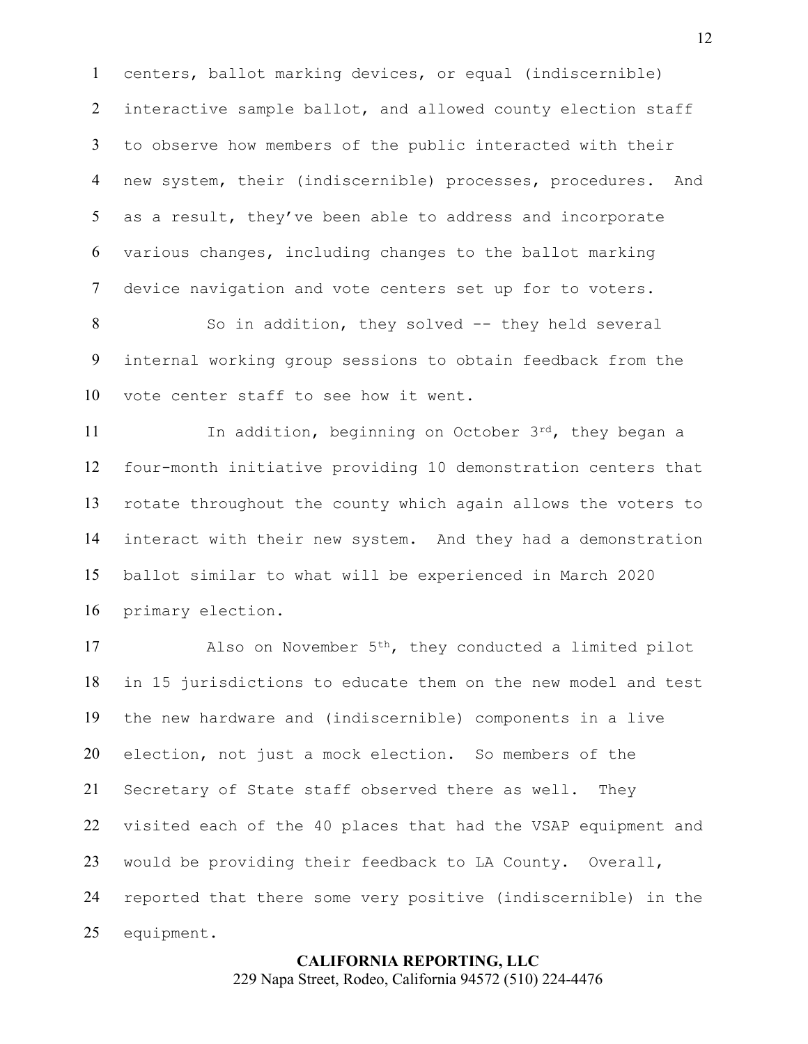centers, ballot marking devices, or equal (indiscernible) interactive sample ballot, and allowed county election staff to observe how members of the public interacted with their new system, their (indiscernible) processes, procedures. And as a result, they've been able to address and incorporate various changes, including changes to the ballot marking device navigation and vote centers set up for to voters.

So in addition, they solved -- they held several internal working group sessions to obtain feedback from the vote center staff to see how it went.

In addition, beginning on October 3rd, they began a four-month initiative providing 10 demonstration centers that rotate throughout the county which again allows the voters to interact with their new system. And they had a demonstration ballot similar to what will be experienced in March 2020 primary election.

Also on November 5th, they conducted a limited pilot in 15 jurisdictions to educate them on the new model and test the new hardware and (indiscernible) components in a live election, not just a mock election. So members of the Secretary of State staff observed there as well. They visited each of the 40 places that had the VSAP equipment and would be providing their feedback to LA County. Overall, reported that there some very positive (indiscernible) in the equipment.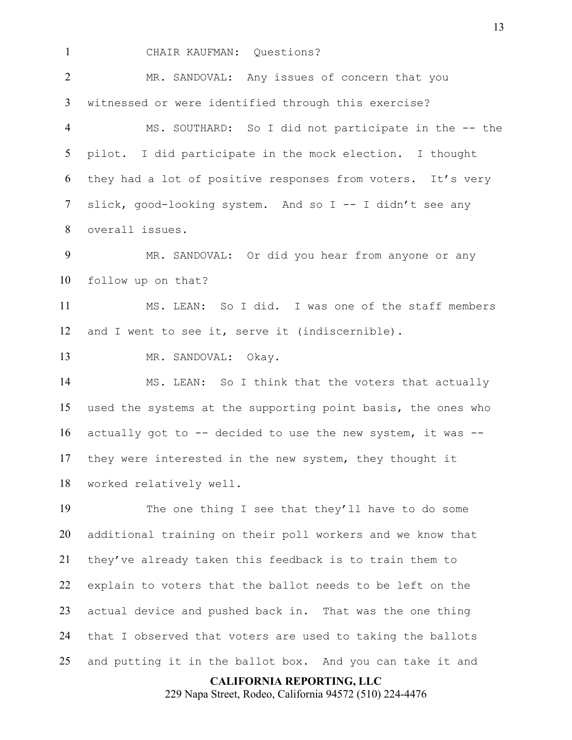CHAIR KAUFMAN: Questions?

MR. SANDOVAL: Any issues of concern that you witnessed or were identified through this exercise?

MS. SOUTHARD: So I did not participate in the -- the pilot. I did participate in the mock election. I thought they had a lot of positive responses from voters. It's very slick, good-looking system. And so I -- I didn't see any overall issues.

MR. SANDOVAL: Or did you hear from anyone or any follow up on that?

MS. LEAN: So I did. I was one of the staff members and I went to see it, serve it (indiscernible).

MR. SANDOVAL: Okay.

MS. LEAN: So I think that the voters that actually used the systems at the supporting point basis, the ones who actually got to -- decided to use the new system, it was -- they were interested in the new system, they thought it worked relatively well.

The one thing I see that they'll have to do some additional training on their poll workers and we know that they've already taken this feedback is to train them to explain to voters that the ballot needs to be left on the actual device and pushed back in. That was the one thing that I observed that voters are used to taking the ballots and putting it in the ballot box. And you can take it and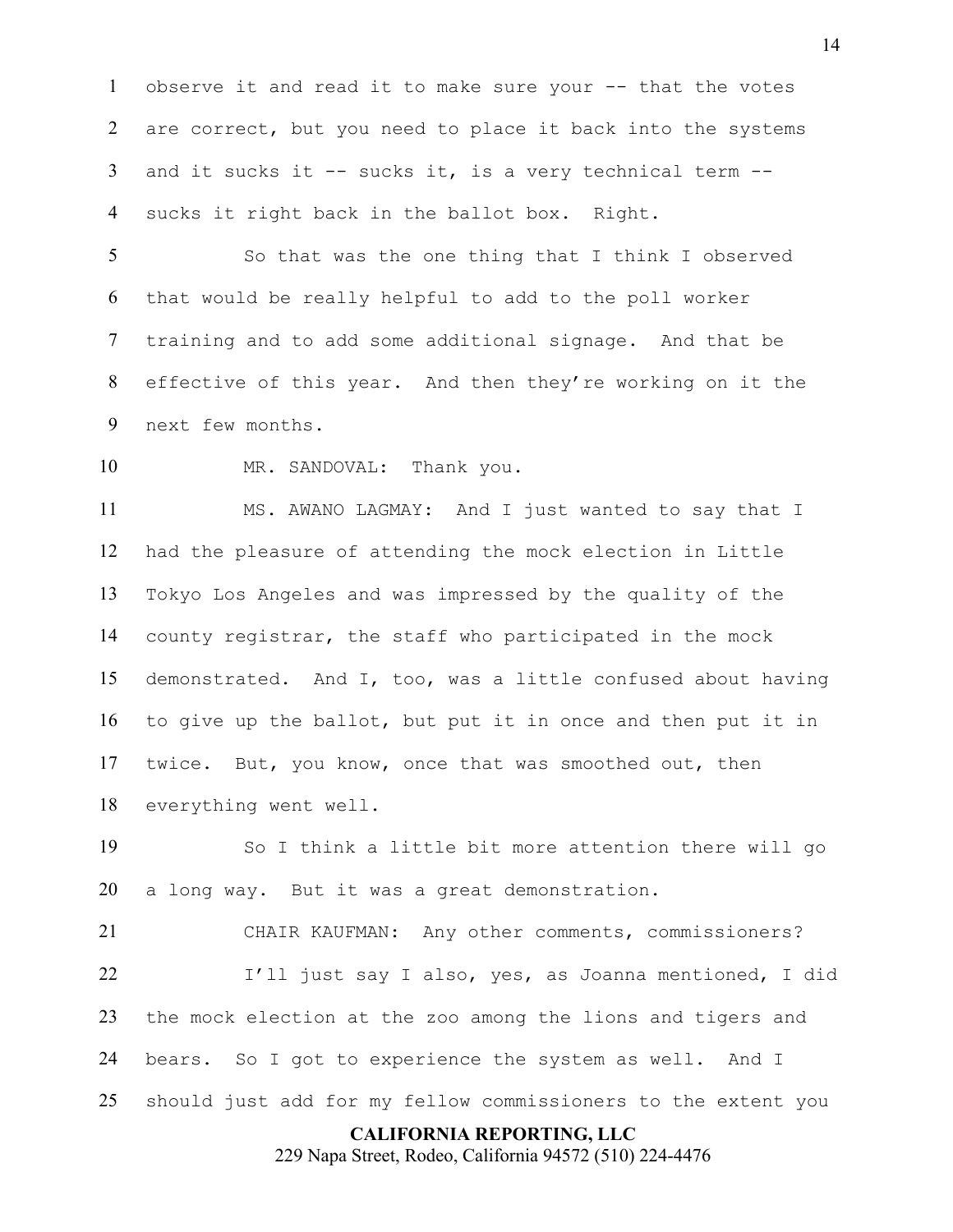observe it and read it to make sure your -- that the votes are correct, but you need to place it back into the systems and it sucks it -- sucks it, is a very technical term -- sucks it right back in the ballot box. Right.

So that was the one thing that I think I observed that would be really helpful to add to the poll worker training and to add some additional signage. And that be effective of this year. And then they're working on it the next few months.

MR. SANDOVAL: Thank you.

MS. AWANO LAGMAY: And I just wanted to say that I had the pleasure of attending the mock election in Little Tokyo Los Angeles and was impressed by the quality of the county registrar, the staff who participated in the mock demonstrated. And I, too, was a little confused about having to give up the ballot, but put it in once and then put it in twice. But, you know, once that was smoothed out, then everything went well.

So I think a little bit more attention there will go a long way. But it was a great demonstration.

CHAIR KAUFMAN: Any other comments, commissioners?

I'll just say I also, yes, as Joanna mentioned, I did the mock election at the zoo among the lions and tigers and bears. So I got to experience the system as well. And I should just add for my fellow commissioners to the extent you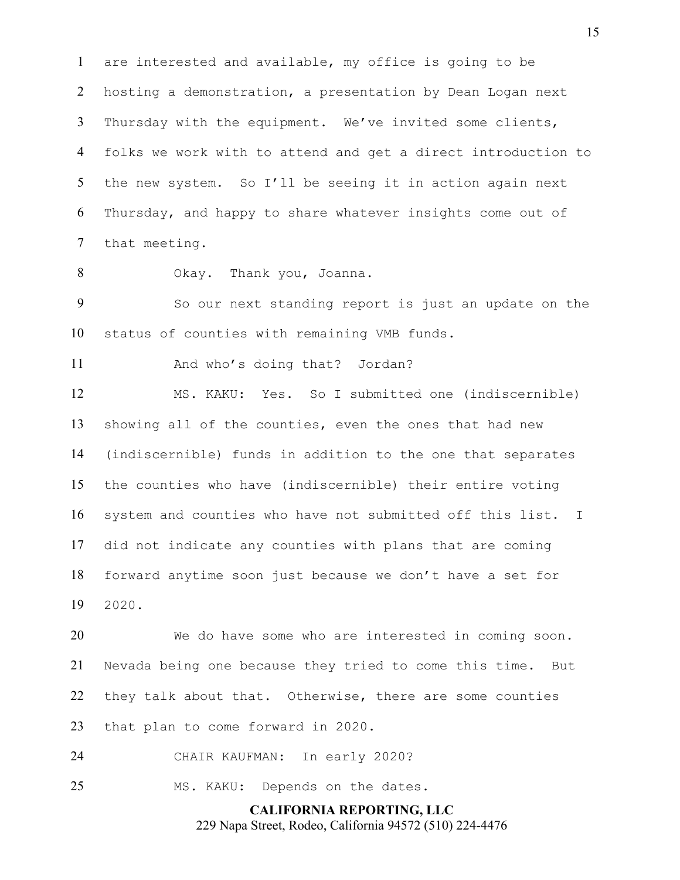are interested and available, my office is going to be hosting a demonstration, a presentation by Dean Logan next Thursday with the equipment. We've invited some clients, folks we work with to attend and get a direct introduction to the new system. So I'll be seeing it in action again next Thursday, and happy to share whatever insights come out of that meeting.

Okay. Thank you, Joanna.

So our next standing report is just an update on the status of counties with remaining VMB funds.

And who's doing that? Jordan?

MS. KAKU: Yes. So I submitted one (indiscernible) showing all of the counties, even the ones that had new (indiscernible) funds in addition to the one that separates the counties who have (indiscernible) their entire voting system and counties who have not submitted off this list. I did not indicate any counties with plans that are coming forward anytime soon just because we don't have a set for 2020.

We do have some who are interested in coming soon. Nevada being one because they tried to come this time. But they talk about that. Otherwise, there are some counties that plan to come forward in 2020.

CHAIR KAUFMAN: In early 2020?

MS. KAKU: Depends on the dates.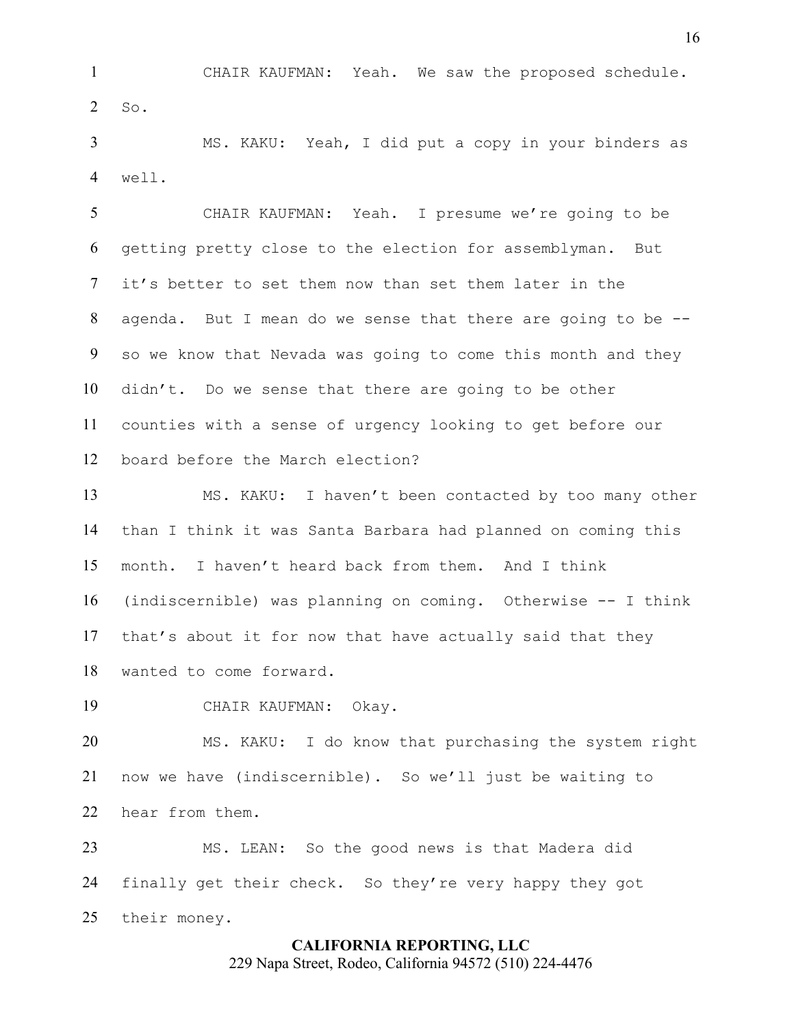CHAIR KAUFMAN: Yeah. We saw the proposed schedule. So.

MS. KAKU: Yeah, I did put a copy in your binders as well.

CHAIR KAUFMAN: Yeah. I presume we're going to be getting pretty close to the election for assemblyman. But it's better to set them now than set them later in the agenda. But I mean do we sense that there are going to be -- so we know that Nevada was going to come this month and they didn't. Do we sense that there are going to be other counties with a sense of urgency looking to get before our board before the March election?

MS. KAKU: I haven't been contacted by too many other than I think it was Santa Barbara had planned on coming this month. I haven't heard back from them. And I think (indiscernible) was planning on coming. Otherwise -- I think that's about it for now that have actually said that they wanted to come forward.

CHAIR KAUFMAN: Okay.

MS. KAKU: I do know that purchasing the system right now we have (indiscernible). So we'll just be waiting to hear from them.

MS. LEAN: So the good news is that Madera did finally get their check. So they're very happy they got their money.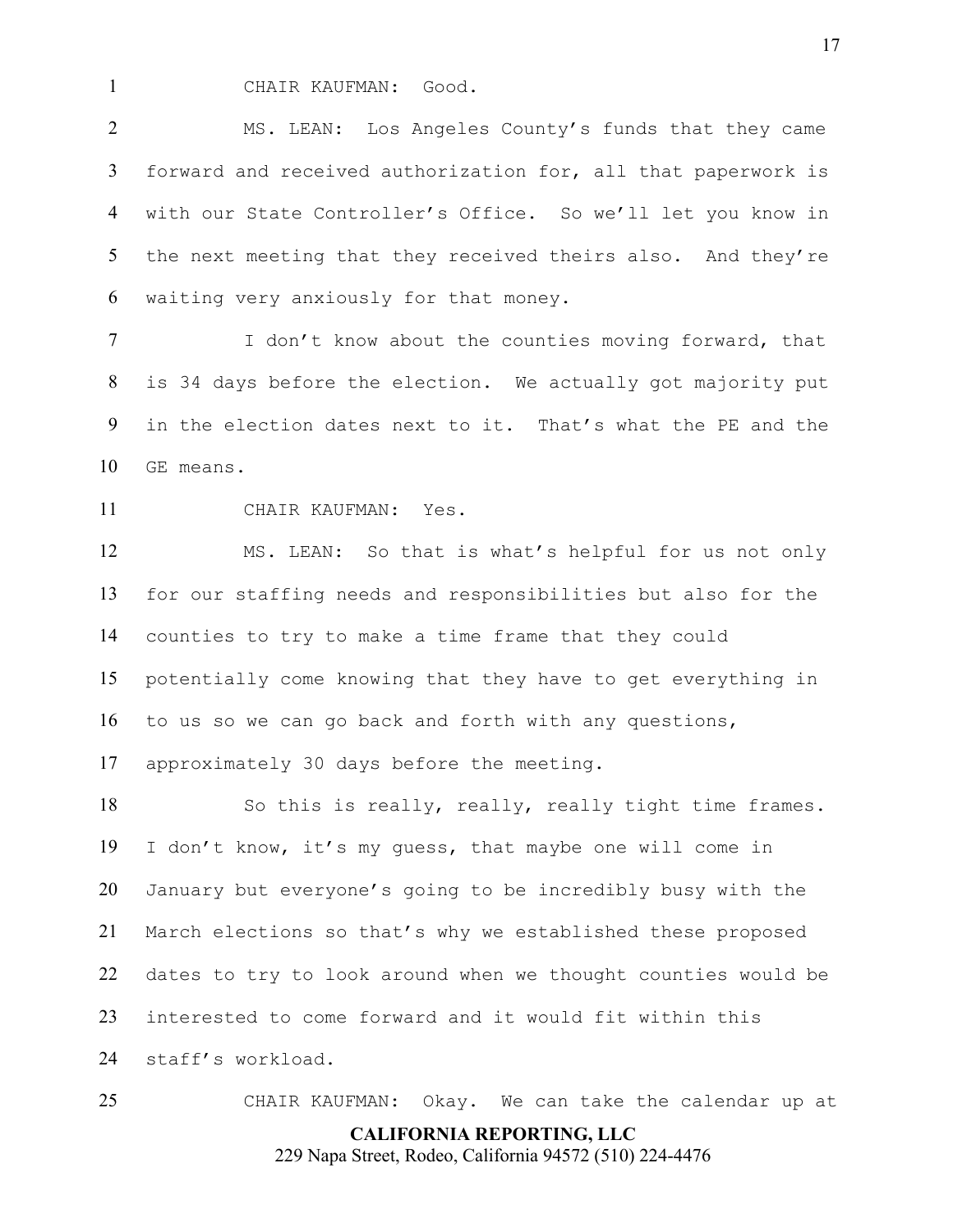CHAIR KAUFMAN: Good.

MS. LEAN: Los Angeles County's funds that they came forward and received authorization for, all that paperwork is with our State Controller's Office. So we'll let you know in the next meeting that they received theirs also. And they're waiting very anxiously for that money.

I don't know about the counties moving forward, that is 34 days before the election. We actually got majority put in the election dates next to it. That's what the PE and the GE means.

CHAIR KAUFMAN: Yes.

MS. LEAN: So that is what's helpful for us not only for our staffing needs and responsibilities but also for the counties to try to make a time frame that they could potentially come knowing that they have to get everything in to us so we can go back and forth with any questions, approximately 30 days before the meeting.

So this is really, really, really tight time frames. I don't know, it's my guess, that maybe one will come in January but everyone's going to be incredibly busy with the March elections so that's why we established these proposed dates to try to look around when we thought counties would be interested to come forward and it would fit within this staff's workload.

CHAIR KAUFMAN: Okay. We can take the calendar up at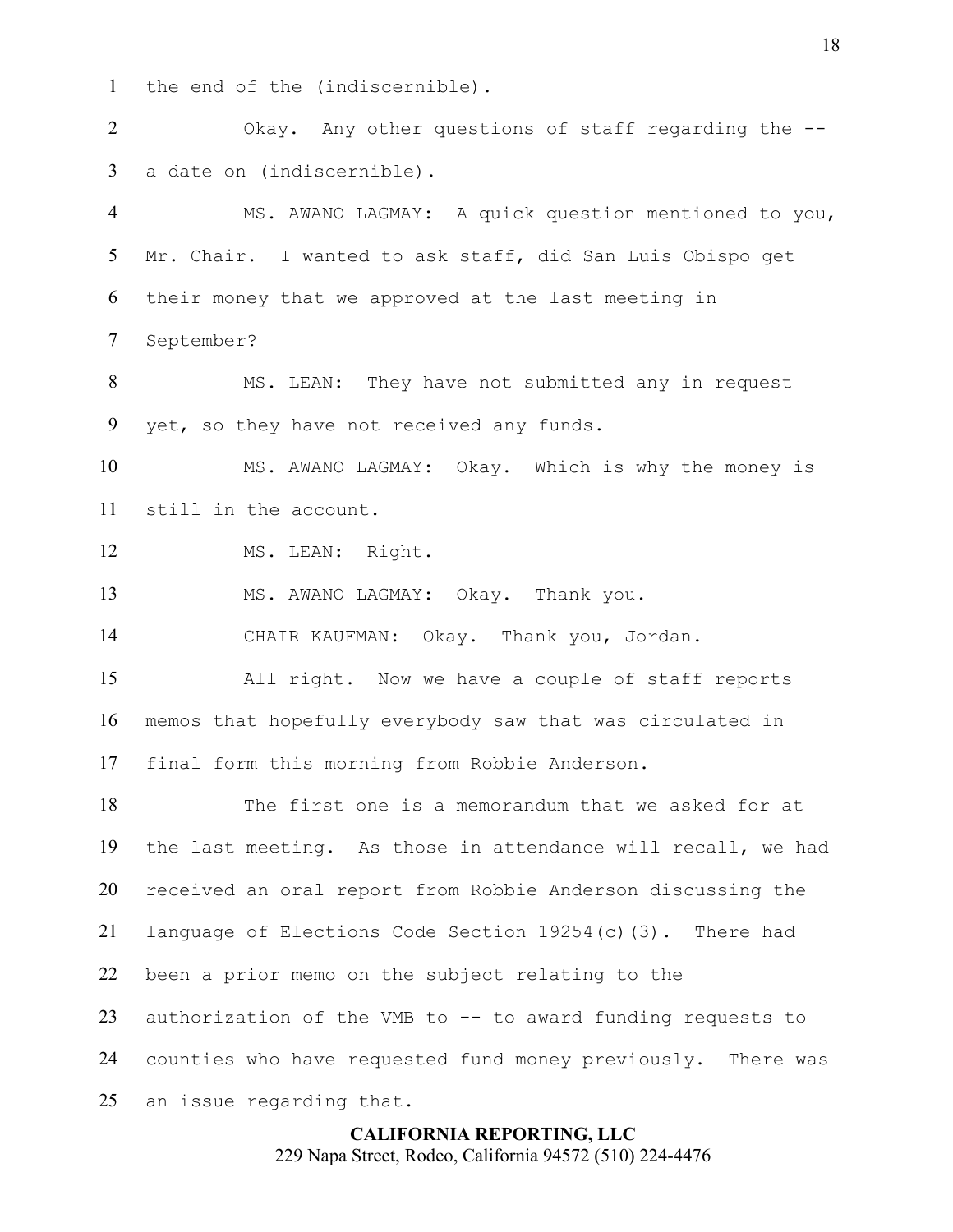the end of the (indiscernible).

Okay. Any other questions of staff regarding the -- a date on (indiscernible).

MS. AWANO LAGMAY: A quick question mentioned to you, Mr. Chair. I wanted to ask staff, did San Luis Obispo get their money that we approved at the last meeting in September?

MS. LEAN: They have not submitted any in request yet, so they have not received any funds.

MS. AWANO LAGMAY: Okay. Which is why the money is still in the account.

MS. LEAN: Right.

MS. AWANO LAGMAY: Okay. Thank you.

CHAIR KAUFMAN: Okay. Thank you, Jordan.

All right. Now we have a couple of staff reports memos that hopefully everybody saw that was circulated in final form this morning from Robbie Anderson.

The first one is a memorandum that we asked for at the last meeting. As those in attendance will recall, we had received an oral report from Robbie Anderson discussing the language of Elections Code Section 19254(c)(3). There had been a prior memo on the subject relating to the authorization of the VMB to -- to award funding requests to counties who have requested fund money previously. There was an issue regarding that.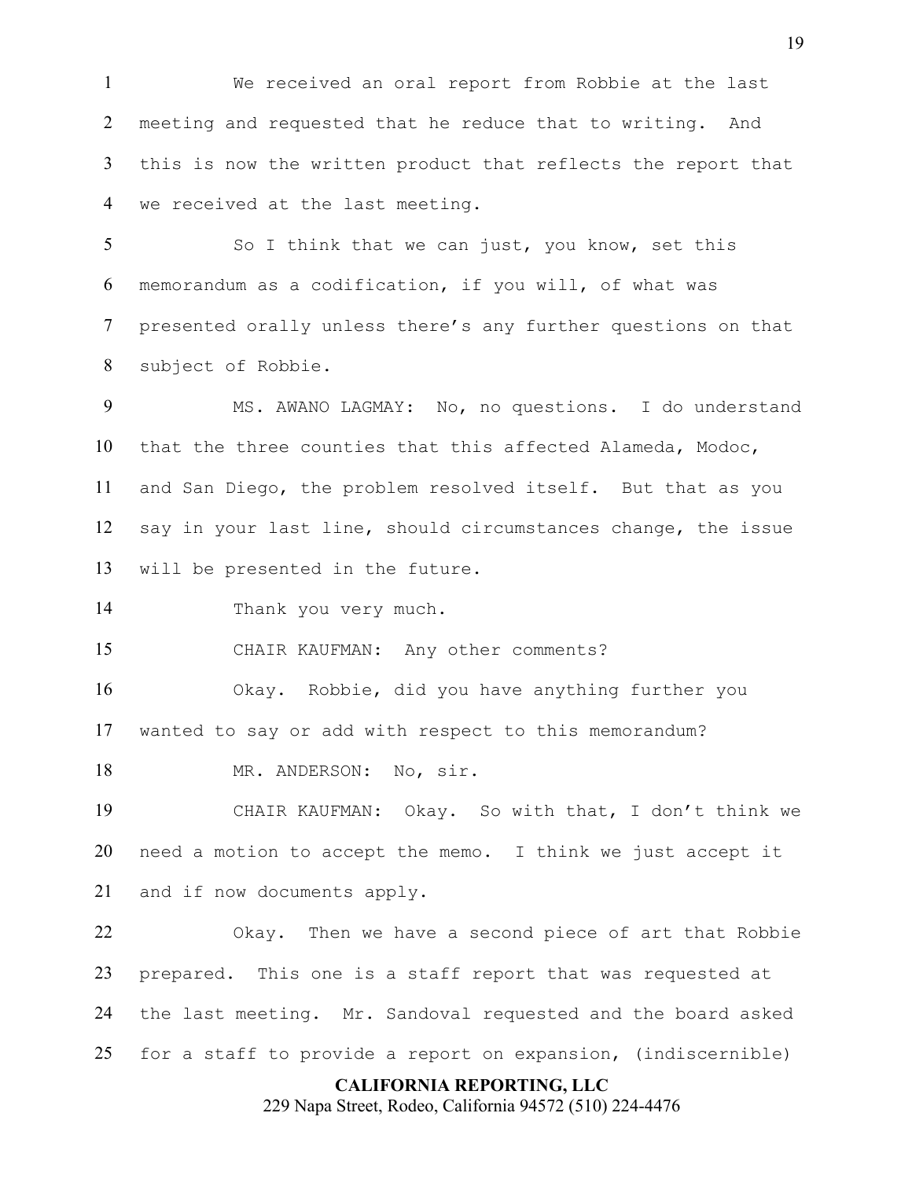We received an oral report from Robbie at the last meeting and requested that he reduce that to writing. And this is now the written product that reflects the report that we received at the last meeting.

So I think that we can just, you know, set this memorandum as a codification, if you will, of what was presented orally unless there's any further questions on that subject of Robbie.

MS. AWANO LAGMAY: No, no questions. I do understand that the three counties that this affected Alameda, Modoc, and San Diego, the problem resolved itself. But that as you say in your last line, should circumstances change, the issue will be presented in the future.

Thank you very much.

CHAIR KAUFMAN: Any other comments?

Okay. Robbie, did you have anything further you wanted to say or add with respect to this memorandum?

MR. ANDERSON: No, sir.

CHAIR KAUFMAN: Okay. So with that, I don't think we need a motion to accept the memo. I think we just accept it and if now documents apply.

Okay. Then we have a second piece of art that Robbie prepared. This one is a staff report that was requested at the last meeting. Mr. Sandoval requested and the board asked for a staff to provide a report on expansion, (indiscernible)

**CALIFORNIA REPORTING, LLC**
229 Napa Street, Rodeo, California 94572 (510) 224-4476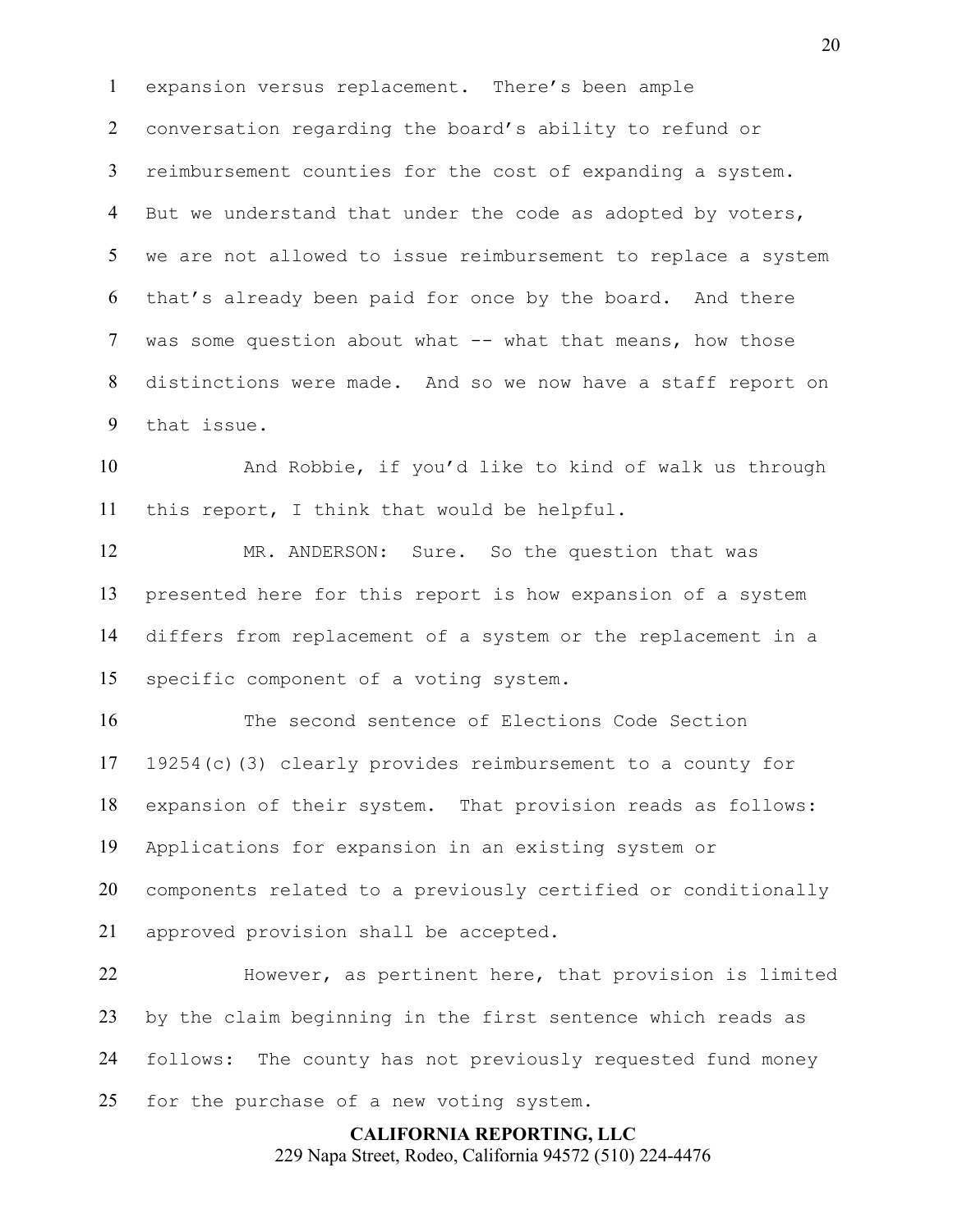expansion versus replacement. There's been ample conversation regarding the board's ability to refund or reimbursement counties for the cost of expanding a system. But we understand that under the code as adopted by voters, we are not allowed to issue reimbursement to replace a system that's already been paid for once by the board. And there was some question about what -- what that means, how those distinctions were made. And so we now have a staff report on that issue.

And Robbie, if you'd like to kind of walk us through this report, I think that would be helpful.

MR. ANDERSON: Sure. So the question that was presented here for this report is how expansion of a system differs from replacement of a system or the replacement in a specific component of a voting system.

The second sentence of Elections Code Section 19254(c)(3) clearly provides reimbursement to a county for expansion of their system. That provision reads as follows: Applications for expansion in an existing system or components related to a previously certified or conditionally approved provision shall be accepted.

However, as pertinent here, that provision is limited by the claim beginning in the first sentence which reads as follows: The county has not previously requested fund money for the purchase of a new voting system.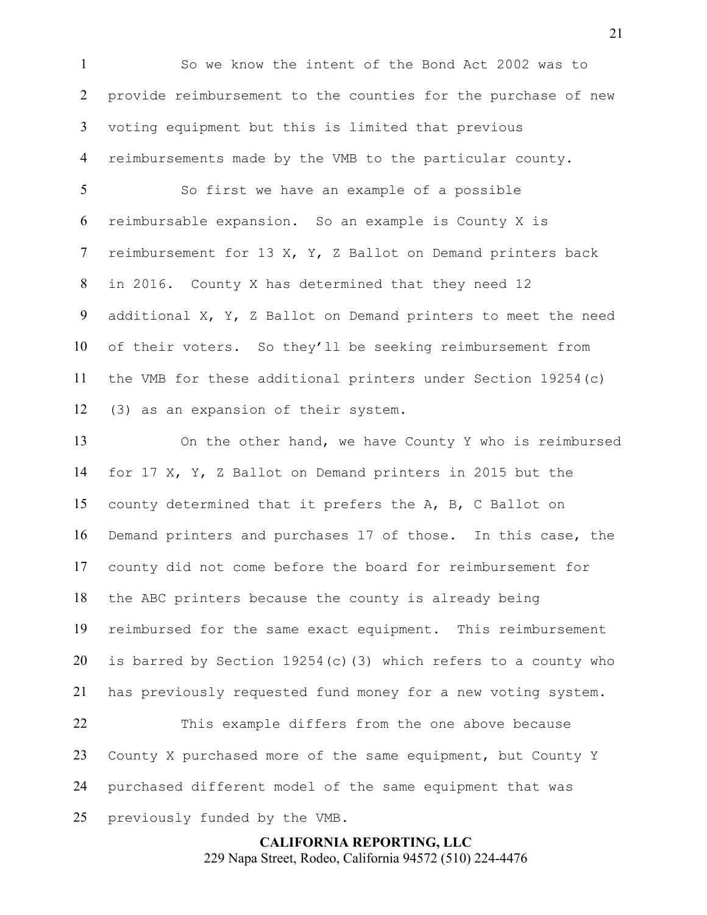So we know the intent of the Bond Act 2002 was to provide reimbursement to the counties for the purchase of new voting equipment but this is limited that previous reimbursements made by the VMB to the particular county.

So first we have an example of a possible reimbursable expansion. So an example is County X is reimbursement for 13 X, Y, Z Ballot on Demand printers back in 2016. County X has determined that they need 12 additional X, Y, Z Ballot on Demand printers to meet the need of their voters. So they'll be seeking reimbursement from the VMB for these additional printers under Section 19254(c)(3) as an expansion of their system.

On the other hand, we have County Y who is reimbursed for 17 X, Y, Z Ballot on Demand printers in 2015 but the county determined that it prefers the A, B, C Ballot on Demand printers and purchases 17 of those. In this case, the county did not come before the board for reimbursement for the ABC printers because the county is already being reimbursed for the same exact equipment. This reimbursement is barred by Section 19254(c)(3) which refers to a county who has previously requested fund money for a new voting system.

This example differs from the one above because County X purchased more of the same equipment, but County Y purchased different model of the same equipment that was previously funded by the VMB.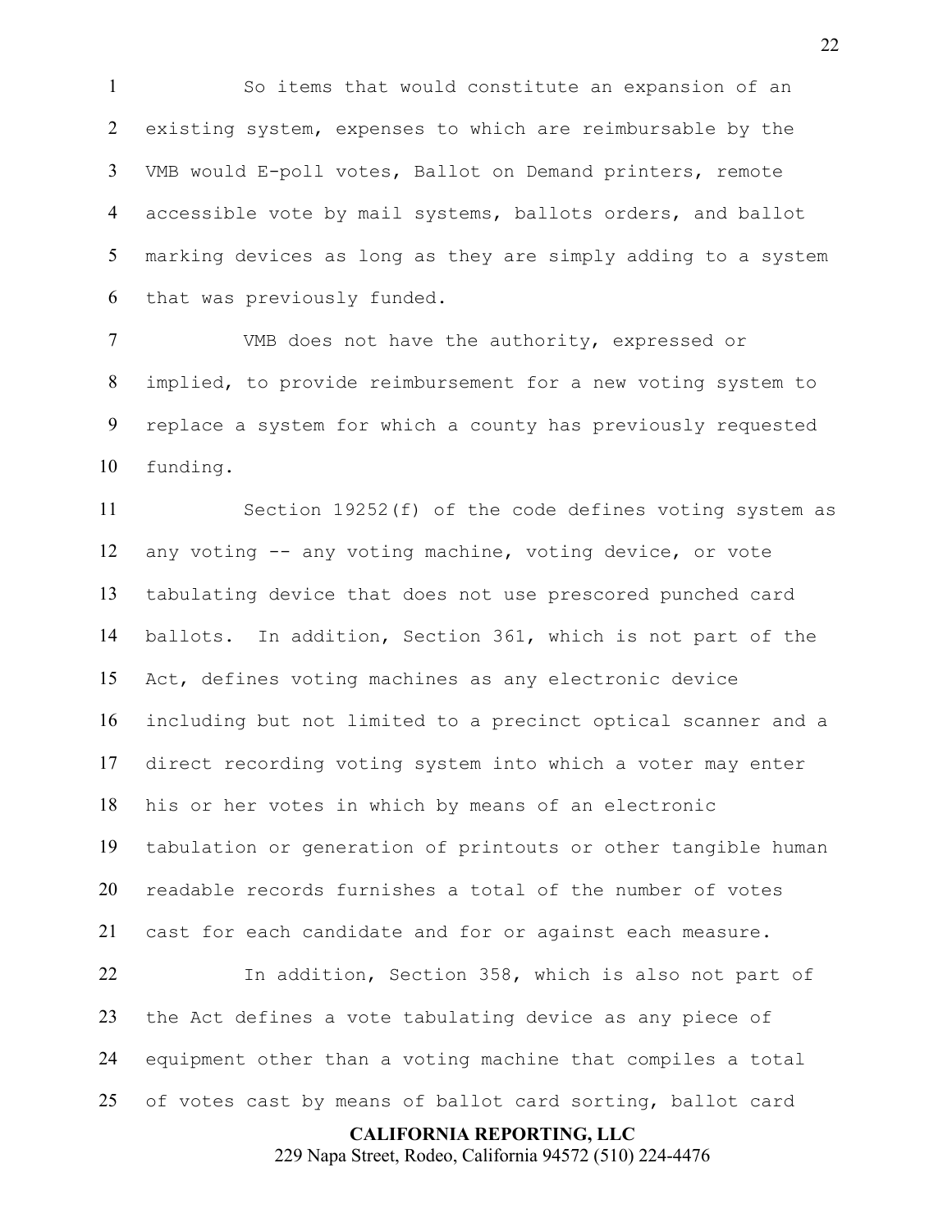So items that would constitute an expansion of an existing system, expenses to which are reimbursable by the VMB would E-poll votes, Ballot on Demand printers, remote accessible vote by mail systems, ballots orders, and ballot marking devices as long as they are simply adding to a system that was previously funded.

VMB does not have the authority, expressed or implied, to provide reimbursement for a new voting system to replace a system for which a county has previously requested funding.

Section 19252(f) of the code defines voting system as any voting -- any voting machine, voting device, or vote tabulating device that does not use prescored punched card ballots. In addition, Section 361, which is not part of the Act, defines voting machines as any electronic device including but not limited to a precinct optical scanner and a direct recording voting system into which a voter may enter his or her votes in which by means of an electronic tabulation or generation of printouts or other tangible human readable records furnishes a total of the number of votes cast for each candidate and for or against each measure.

In addition, Section 358, which is also not part of the Act defines a vote tabulating device as any piece of equipment other than a voting machine that compiles a total of votes cast by means of ballot card sorting, ballot card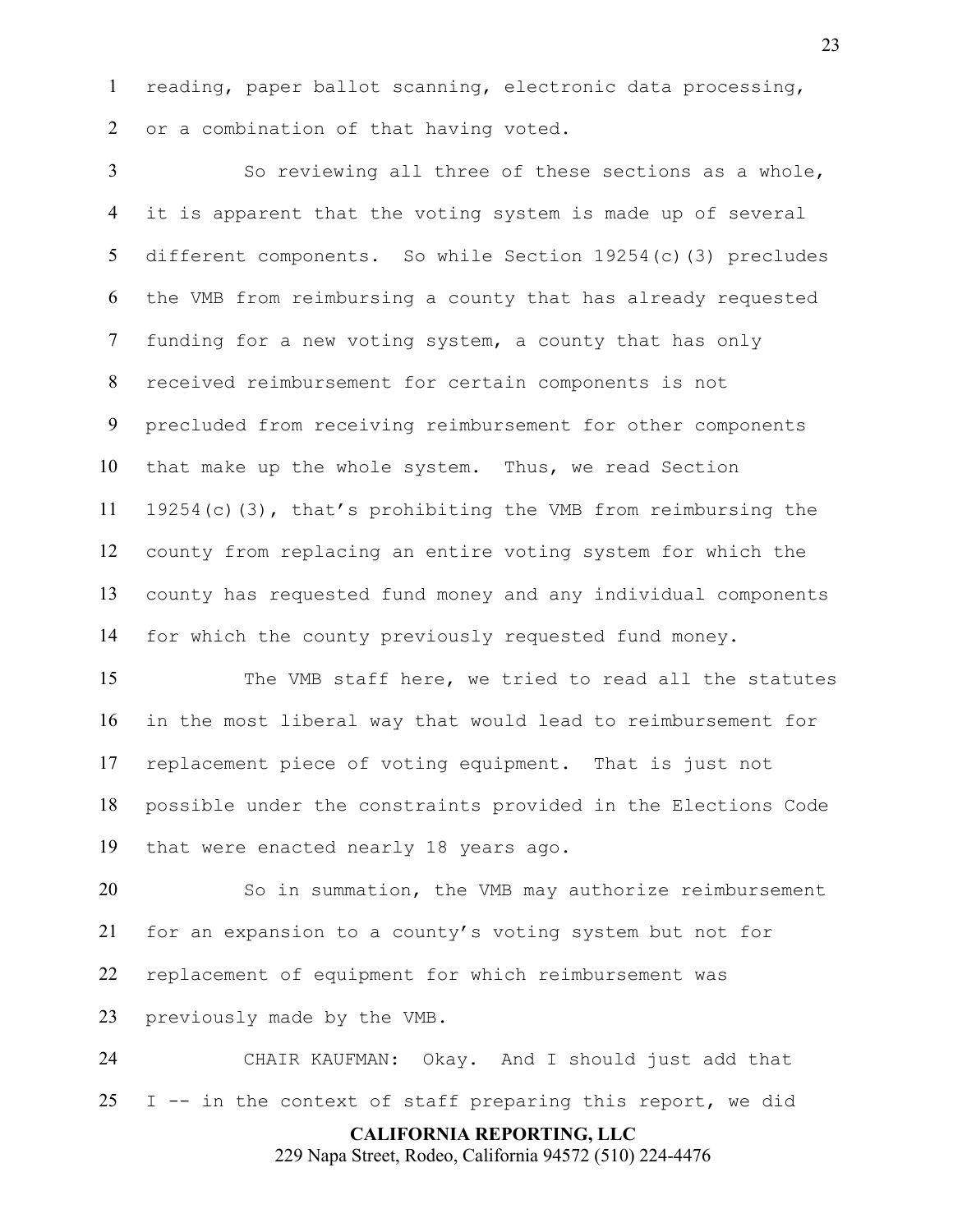reading, paper ballot scanning, electronic data processing, or a combination of that having voted.

So reviewing all three of these sections as a whole, it is apparent that the voting system is made up of several different components. So while Section 19254(c)(3) precludes the VMB from reimbursing a county that has already requested funding for a new voting system, a county that has only received reimbursement for certain components is not precluded from receiving reimbursement for other components that make up the whole system. Thus, we read Section 19254(c)(3), that's prohibiting the VMB from reimbursing the county from replacing an entire voting system for which the county has requested fund money and any individual components for which the county previously requested fund money.

The VMB staff here, we tried to read all the statutes in the most liberal way that would lead to reimbursement for replacement piece of voting equipment. That is just not possible under the constraints provided in the Elections Code that were enacted nearly 18 years ago.

So in summation, the VMB may authorize reimbursement for an expansion to a county's voting system but not for replacement of equipment for which reimbursement was previously made by the VMB.

CHAIR KAUFMAN: Okay. And I should just add that I -- in the context of staff preparing this report, we did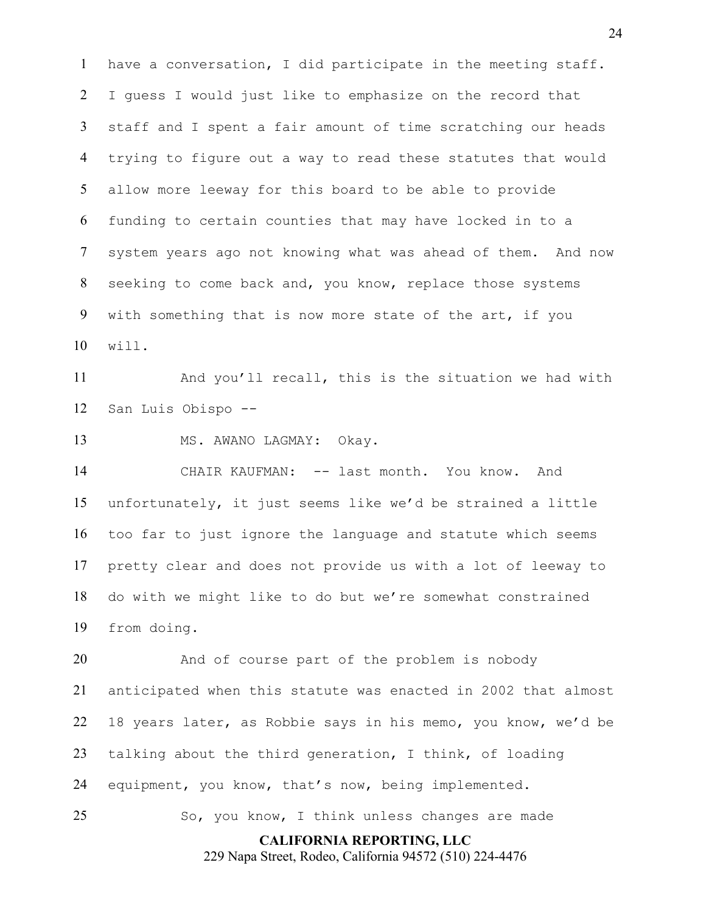have a conversation, I did participate in the meeting staff. I guess I would just like to emphasize on the record that staff and I spent a fair amount of time scratching our heads trying to figure out a way to read these statutes that would allow more leeway for this board to be able to provide funding to certain counties that may have locked in to a system years ago not knowing what was ahead of them. And now seeking to come back and, you know, replace those systems with something that is now more state of the art, if you will.

And you'll recall, this is the situation we had with San Luis Obispo --

MS. AWANO LAGMAY: Okay.

CHAIR KAUFMAN: -- last month. You know. And unfortunately, it just seems like we'd be strained a little too far to just ignore the language and statute which seems pretty clear and does not provide us with a lot of leeway to do with we might like to do but we're somewhat constrained from doing.

And of course part of the problem is nobody anticipated when this statute was enacted in 2002 that almost 18 years later, as Robbie says in his memo, you know, we'd be talking about the third generation, I think, of loading equipment, you know, that's now, being implemented.

So, you know, I think unless changes are made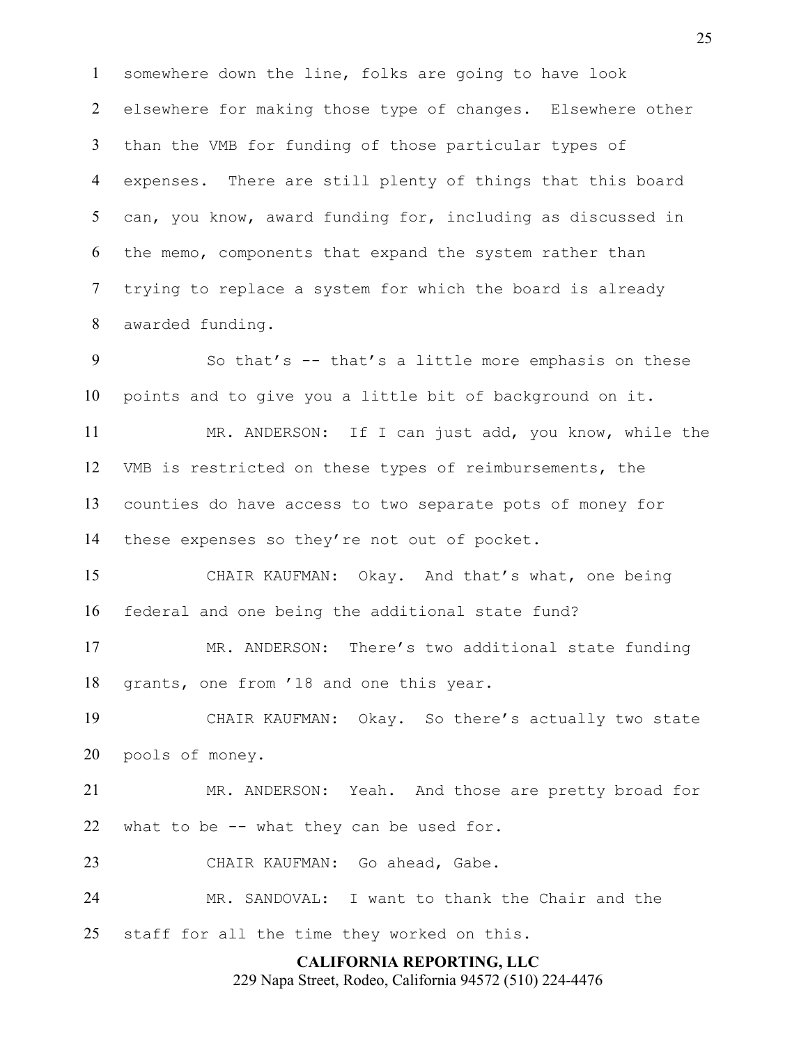somewhere down the line, folks are going to have look elsewhere for making those type of changes. Elsewhere other than the VMB for funding of those particular types of expenses. There are still plenty of things that this board can, you know, award funding for, including as discussed in the memo, components that expand the system rather than trying to replace a system for which the board is already awarded funding.

So that's -- that's a little more emphasis on these points and to give you a little bit of background on it.

MR. ANDERSON: If I can just add, you know, while the VMB is restricted on these types of reimbursements, the counties do have access to two separate pots of money for these expenses so they're not out of pocket.

CHAIR KAUFMAN: Okay. And that's what, one being federal and one being the additional state fund?

MR. ANDERSON: There's two additional state funding grants, one from '18 and one this year.

CHAIR KAUFMAN: Okay. So there's actually two state pools of money.

MR. ANDERSON: Yeah. And those are pretty broad for what to be -- what they can be used for.

CHAIR KAUFMAN: Go ahead, Gabe.

MR. SANDOVAL: I want to thank the Chair and the staff for all the time they worked on this.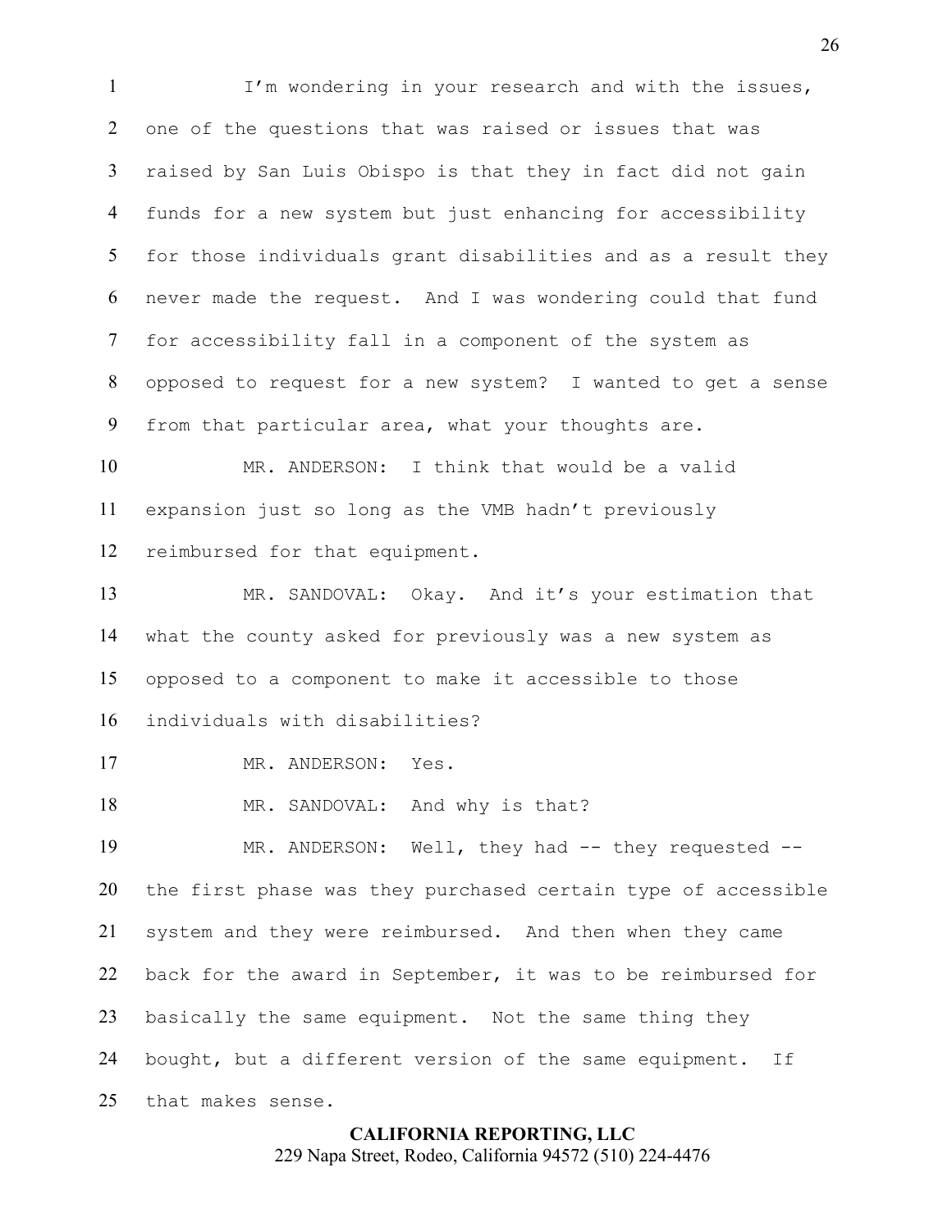I'm wondering in your research and with the issues, one of the questions that was raised or issues that was raised by San Luis Obispo is that they in fact did not gain funds for a new system but just enhancing for accessibility for those individuals grant disabilities and as a result they never made the request. And I was wondering could that fund for accessibility fall in a component of the system as opposed to request for a new system? I wanted to get a sense from that particular area, what your thoughts are.

MR. ANDERSON: I think that would be a valid expansion just so long as the VMB hadn't previously reimbursed for that equipment.

MR. SANDOVAL: Okay. And it's your estimation that what the county asked for previously was a new system as opposed to a component to make it accessible to those individuals with disabilities?

MR. ANDERSON: Yes.

MR. SANDOVAL: And why is that?

MR. ANDERSON: Well, they had -- they requested -- the first phase was they purchased certain type of accessible system and they were reimbursed. And then when they came back for the award in September, it was to be reimbursed for basically the same equipment. Not the same thing they bought, but a different version of the same equipment. If that makes sense.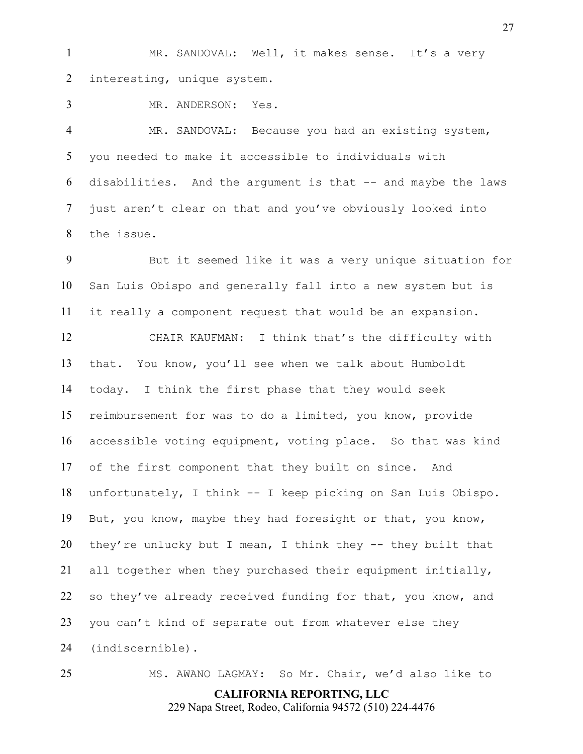MR. SANDOVAL: Well, it makes sense. It's a very interesting, unique system.

MR. ANDERSON: Yes.

MR. SANDOVAL: Because you had an existing system, you needed to make it accessible to individuals with disabilities. And the argument is that -- and maybe the laws just aren't clear on that and you've obviously looked into the issue.

But it seemed like it was a very unique situation for San Luis Obispo and generally fall into a new system but is it really a component request that would be an expansion.

CHAIR KAUFMAN: I think that's the difficulty with that. You know, you'll see when we talk about Humboldt today. I think the first phase that they would seek reimbursement for was to do a limited, you know, provide accessible voting equipment, voting place. So that was kind of the first component that they built on since. And unfortunately, I think -- I keep picking on San Luis Obispo. But, you know, maybe they had foresight or that, you know, they're unlucky but I mean, I think they -- they built that all together when they purchased their equipment initially, so they've already received funding for that, you know, and you can't kind of separate out from whatever else they (indiscernible).

MS. AWANO LAGMAY: So Mr. Chair, we'd also like to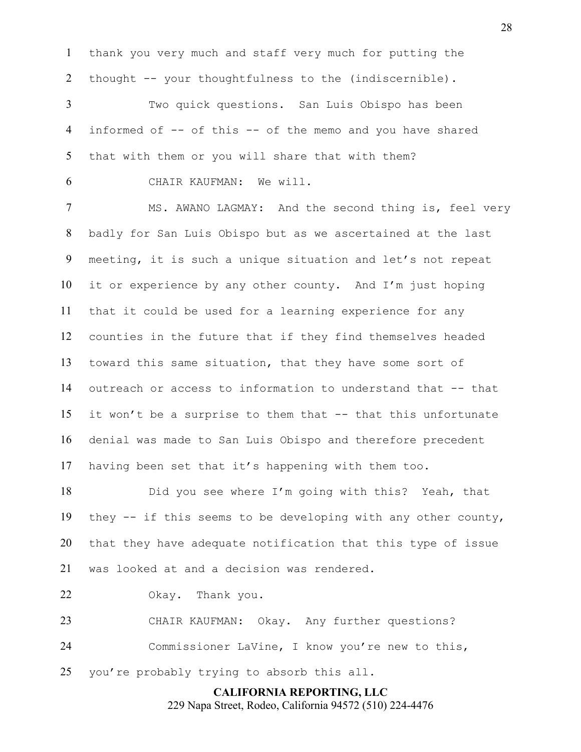thank you very much and staff very much for putting the thought -- your thoughtfulness to the (indiscernible).

Two quick questions. San Luis Obispo has been informed of -- of this -- of the memo and you have shared that with them or you will share that with them?

CHAIR KAUFMAN: We will.

MS. AWANO LAGMAY: And the second thing is, feel very badly for San Luis Obispo but as we ascertained at the last meeting, it is such a unique situation and let's not repeat it or experience by any other county. And I'm just hoping that it could be used for a learning experience for any counties in the future that if they find themselves headed toward this same situation, that they have some sort of outreach or access to information to understand that -- that it won't be a surprise to them that -- that this unfortunate denial was made to San Luis Obispo and therefore precedent having been set that it's happening with them too.

Did you see where I'm going with this? Yeah, that they -- if this seems to be developing with any other county, that they have adequate notification that this type of issue was looked at and a decision was rendered.

Okay. Thank you.

CHAIR KAUFMAN: Okay. Any further questions?

Commissioner LaVine, I know you're new to this, you're probably trying to absorb this all.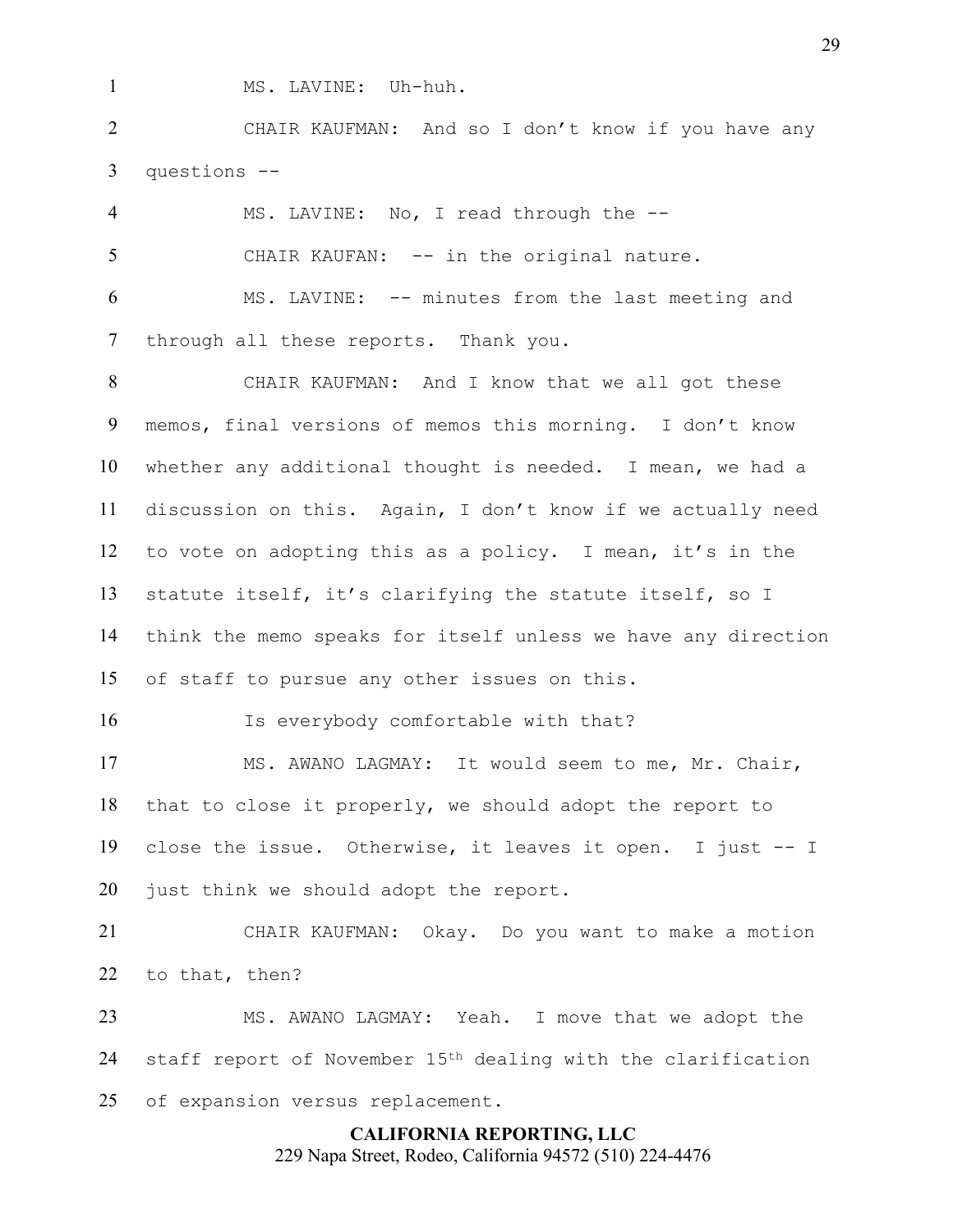MS. LAVINE: Uh-huh.

CHAIR KAUFMAN: And so I don't know if you have any questions --

MS. LAVINE: No, I read through the --

CHAIR KAUFAN: -- in the original nature.

MS. LAVINE: -- minutes from the last meeting and through all these reports. Thank you.

CHAIR KAUFMAN: And I know that we all got these memos, final versions of memos this morning. I don't know whether any additional thought is needed. I mean, we had a discussion on this. Again, I don't know if we actually need to vote on adopting this as a policy. I mean, it's in the statute itself, it's clarifying the statute itself, so I think the memo speaks for itself unless we have any direction of staff to pursue any other issues on this.

Is everybody comfortable with that?

MS. AWANO LAGMAY: It would seem to me, Mr. Chair, that to close it properly, we should adopt the report to close the issue. Otherwise, it leaves it open. I just -- I just think we should adopt the report.

CHAIR KAUFMAN: Okay. Do you want to make a motion to that, then?

MS. AWANO LAGMAY: Yeah. I move that we adopt the staff report of November 15th dealing with the clarification of expansion versus replacement.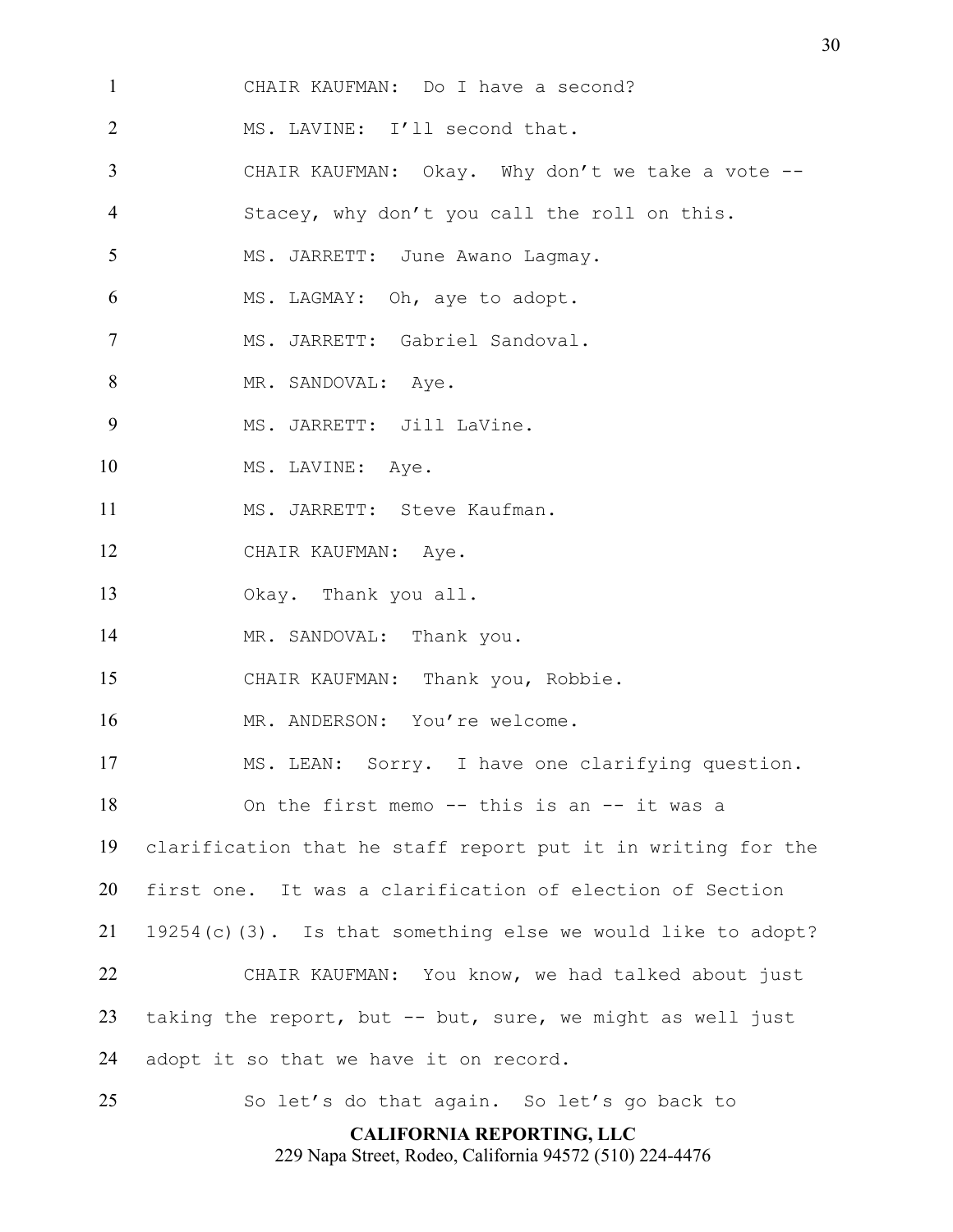CHAIR KAUFMAN: Do I have a second?

MS. LAVINE: I'll second that.

CHAIR KAUFMAN: Okay. Why don't we take a vote -- Stacey, why don't you call the roll on this.

MS. JARRETT: June Awano Lagmay.

MS. LAGMAY: Oh, aye to adopt.

MS. JARRETT: Gabriel Sandoval.

MR. SANDOVAL: Aye.

MS. JARRETT: Jill LaVine.

MS. LAVINE: Aye.

MS. JARRETT: Steve Kaufman.

CHAIR KAUFMAN: Aye.

Okay. Thank you all.

MR. SANDOVAL: Thank you.

CHAIR KAUFMAN: Thank you, Robbie.

MR. ANDERSON: You're welcome.

MS. LEAN: Sorry. I have one clarifying question. On the first memo -- this is an -- it was a clarification that he staff report put it in writing for the first one. It was a clarification of election of Section 19254(c)(3). Is that something else we would like to adopt?

CHAIR KAUFMAN: You know, we had talked about just taking the report, but -- but, sure, we might as well just adopt it so that we have it on record.

So let's do that again. So let's go back to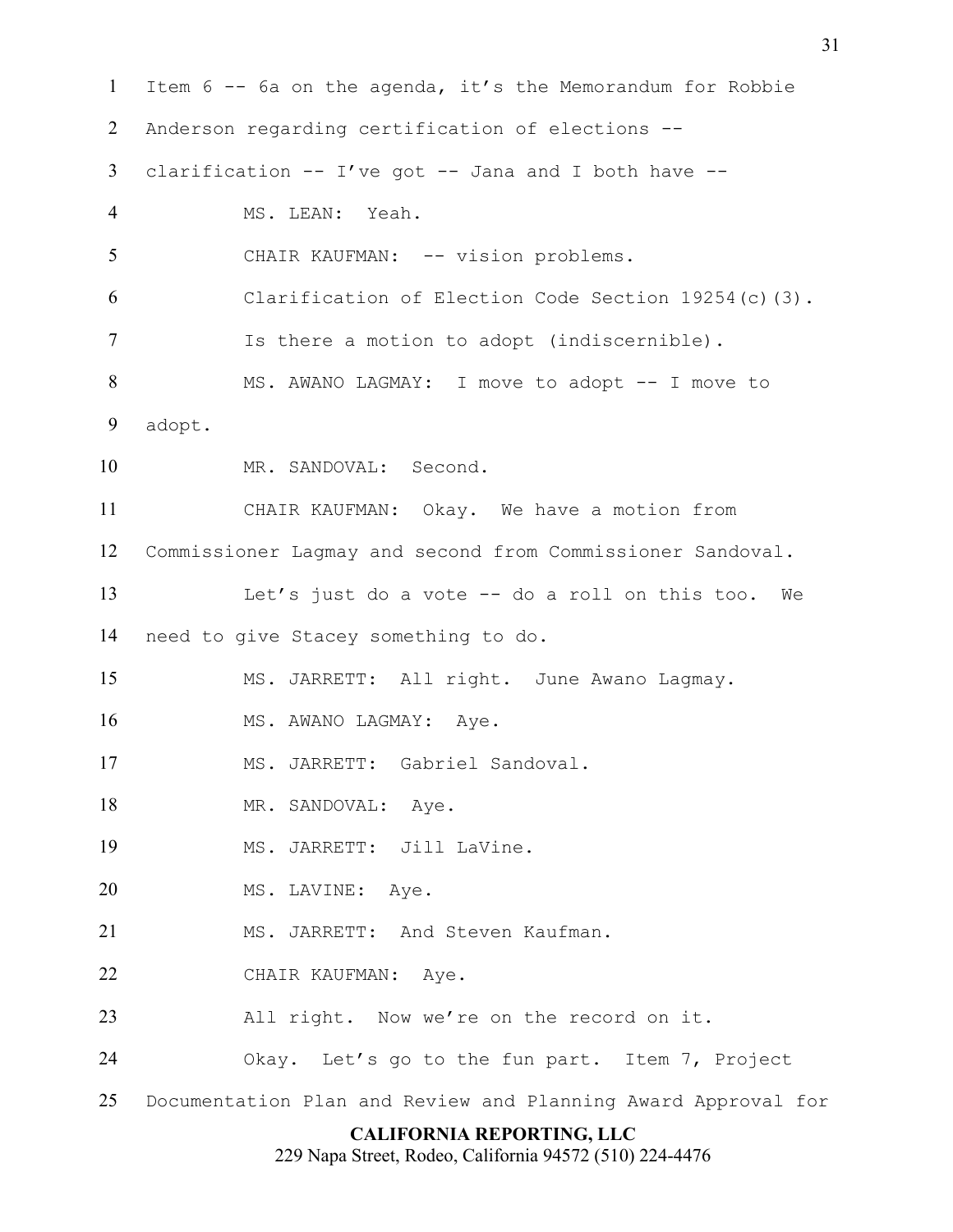Item 6 -- 6a on the agenda, it's the Memorandum for Robbie Anderson regarding certification of elections -- clarification -- I've got -- Jana and I both have --

MS. LEAN: Yeah.

CHAIR KAUFMAN: -- vision problems.

Clarification of Election Code Section 19254(c)(3).

Is there a motion to adopt (indiscernible).

MS. AWANO LAGMAY: I move to adopt -- I move to adopt.

MR. SANDOVAL: Second.

CHAIR KAUFMAN: Okay. We have a motion from Commissioner Lagmay and second from Commissioner Sandoval.

Let's just do a vote -- do a roll on this too. We need to give Stacey something to do.

MS. JARRETT: All right. June Awano Lagmay.

MS. AWANO LAGMAY: Aye.

MS. JARRETT: Gabriel Sandoval.

MR. SANDOVAL: Aye.

MS. JARRETT: Jill LaVine.

MS. LAVINE: Aye.

MS. JARRETT: And Steven Kaufman.

CHAIR KAUFMAN: Aye.

All right. Now we're on the record on it.

Okay. Let's go to the fun part. Item 7, Project Documentation Plan and Review and Planning Award Approval for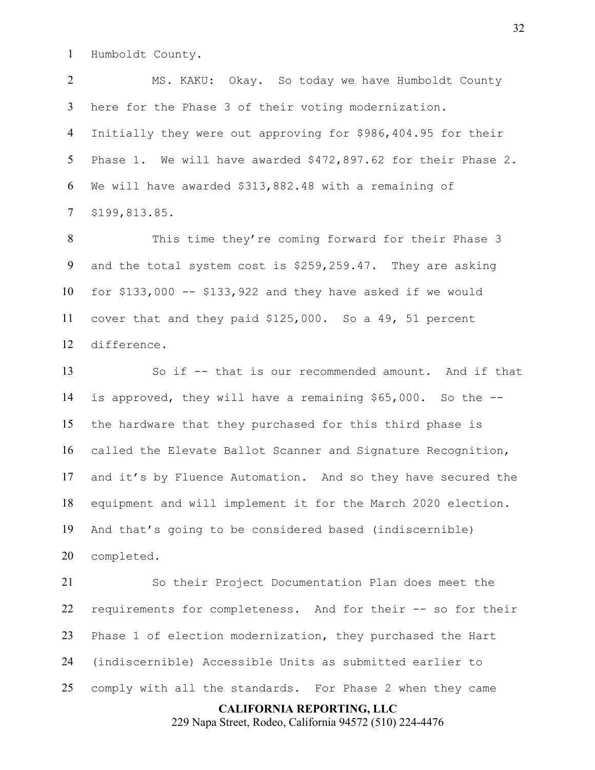Humboldt County.

MS. KAKU: Okay. So today we have Humboldt County here for the Phase 3 of their voting modernization. Initially they were out approving for $986,404.95 for their Phase 1. We will have awarded $472,897.62 for their Phase 2. We will have awarded $313,882.48 with a remaining of $199,813.85.

This time they're coming forward for their Phase 3 and the total system cost is $259,259.47. They are asking for $133,000 -- $133,922 and they have asked if we would cover that and they paid $125,000. So a 49, 51 percent difference.

So if -- that is our recommended amount. And if that is approved, they will have a remaining $65,000. So the -- the hardware that they purchased for this third phase is called the Elevate Ballot Scanner and Signature Recognition, and it's by Fluence Automation. And so they have secured the equipment and will implement it for the March 2020 election. And that's going to be considered based (indiscernible) completed.

So their Project Documentation Plan does meet the requirements for completeness. And for their -- so for their Phase 1 of election modernization, they purchased the Hart (indiscernible) Accessible Units as submitted earlier to comply with all the standards. For Phase 2 when they came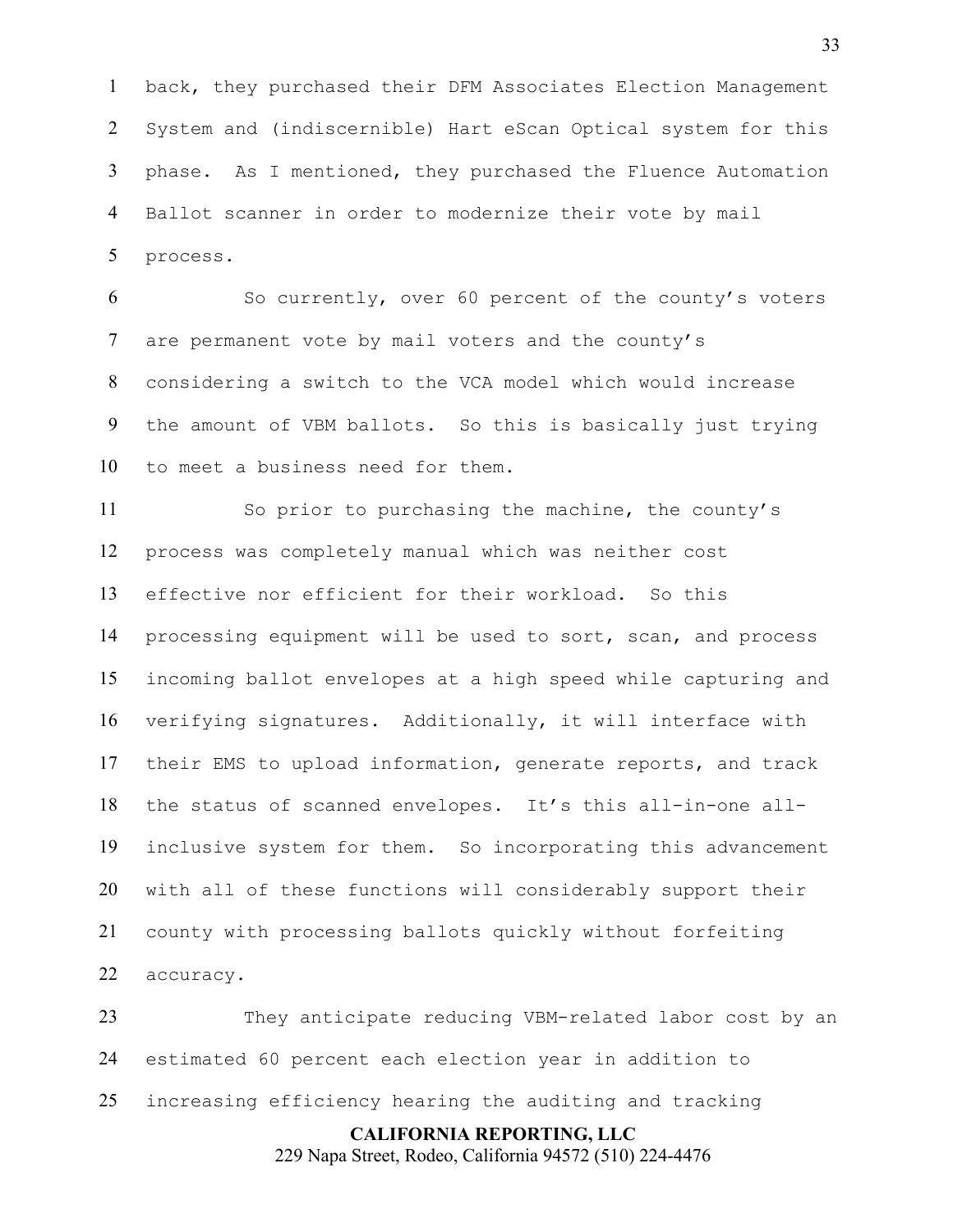back, they purchased their DFM Associates Election Management System and (indiscernible) Hart eScan Optical system for this phase. As I mentioned, they purchased the Fluence Automation Ballot scanner in order to modernize their vote by mail process.

So currently, over 60 percent of the county's voters are permanent vote by mail voters and the county's considering a switch to the VCA model which would increase the amount of VBM ballots. So this is basically just trying to meet a business need for them.

So prior to purchasing the machine, the county's process was completely manual which was neither cost effective nor efficient for their workload. So this processing equipment will be used to sort, scan, and process incoming ballot envelopes at a high speed while capturing and verifying signatures. Additionally, it will interface with their EMS to upload information, generate reports, and track the status of scanned envelopes. It's this all-in-one all-inclusive system for them. So incorporating this advancement with all of these functions will considerably support their county with processing ballots quickly without forfeiting accuracy.

They anticipate reducing VBM-related labor cost by an estimated 60 percent each election year in addition to increasing efficiency hearing the auditing and tracking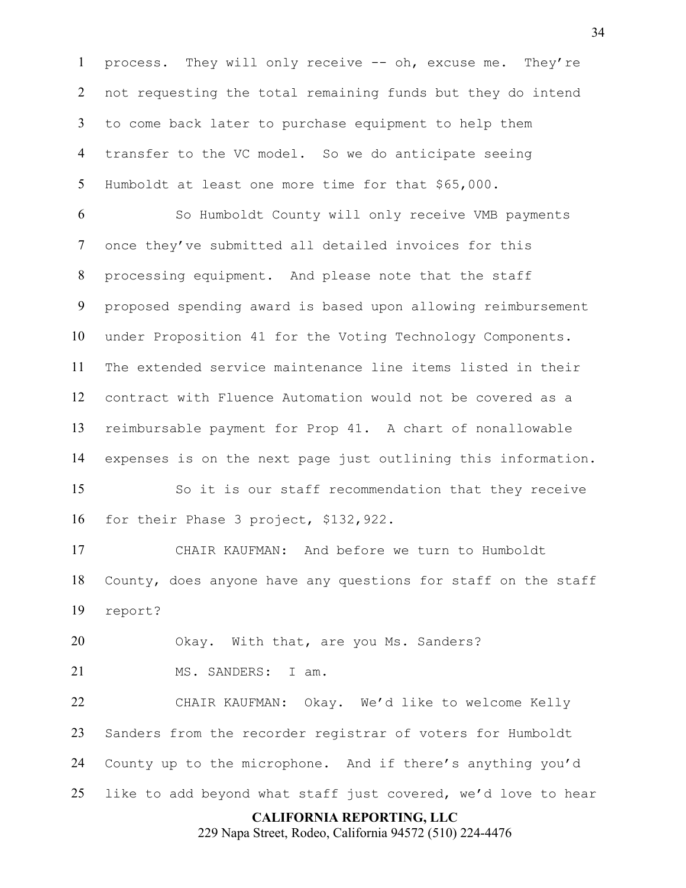process. They will only receive -- oh, excuse me. They're not requesting the total remaining funds but they do intend to come back later to purchase equipment to help them transfer to the VC model. So we do anticipate seeing Humboldt at least one more time for that $65,000.

So Humboldt County will only receive VMB payments once they've submitted all detailed invoices for this processing equipment. And please note that the staff proposed spending award is based upon allowing reimbursement under Proposition 41 for the Voting Technology Components. The extended service maintenance line items listed in their contract with Fluence Automation would not be covered as a reimbursable payment for Prop 41. A chart of nonallowable expenses is on the next page just outlining this information.

So it is our staff recommendation that they receive for their Phase 3 project, $132,922.

CHAIR KAUFMAN: And before we turn to Humboldt County, does anyone have any questions for staff on the staff report?

Okay. With that, are you Ms. Sanders?

MS. SANDERS: I am.

CHAIR KAUFMAN: Okay. We'd like to welcome Kelly Sanders from the recorder registrar of voters for Humboldt County up to the microphone. And if there's anything you'd like to add beyond what staff just covered, we'd love to hear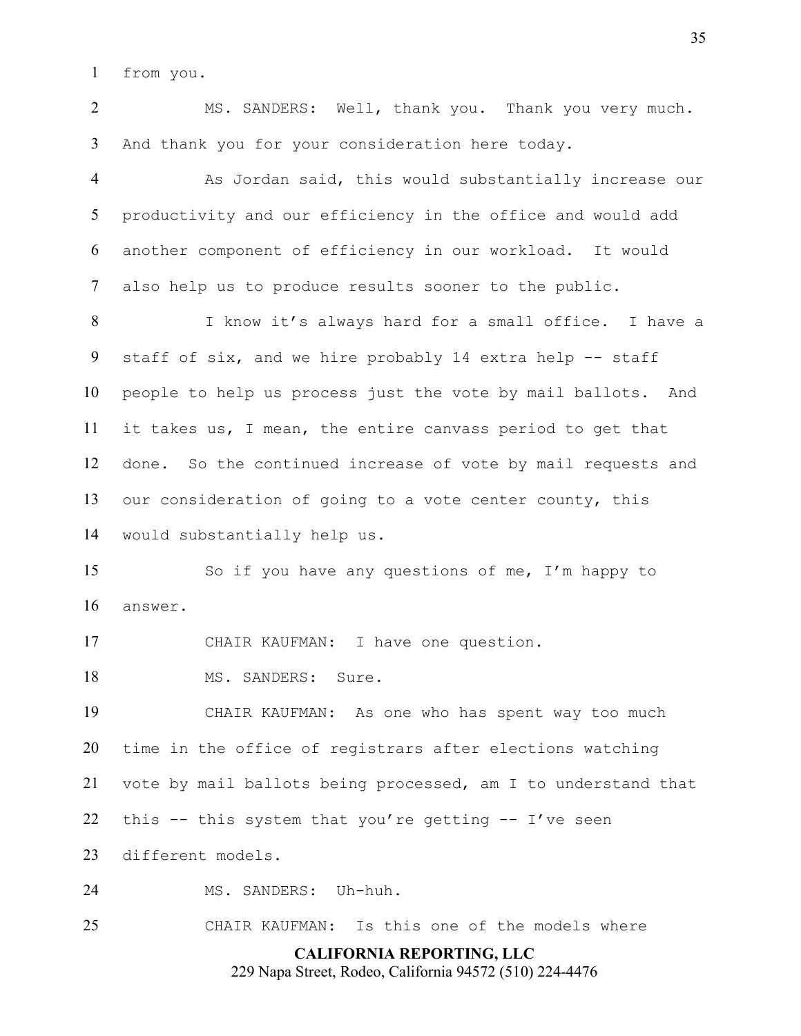from you.

MS. SANDERS: Well, thank you. Thank you very much. And thank you for your consideration here today.

As Jordan said, this would substantially increase our productivity and our efficiency in the office and would add another component of efficiency in our workload. It would also help us to produce results sooner to the public.

I know it's always hard for a small office. I have a staff of six, and we hire probably 14 extra help -- staff people to help us process just the vote by mail ballots. And it takes us, I mean, the entire canvass period to get that done. So the continued increase of vote by mail requests and our consideration of going to a vote center county, this would substantially help us.

So if you have any questions of me, I'm happy to answer.

CHAIR KAUFMAN: I have one question.

MS. SANDERS: Sure.

CHAIR KAUFMAN: As one who has spent way too much time in the office of registrars after elections watching vote by mail ballots being processed, am I to understand that this -- this system that you're getting -- I've seen different models.

MS. SANDERS: Uh-huh.

CHAIR KAUFMAN: Is this one of the models where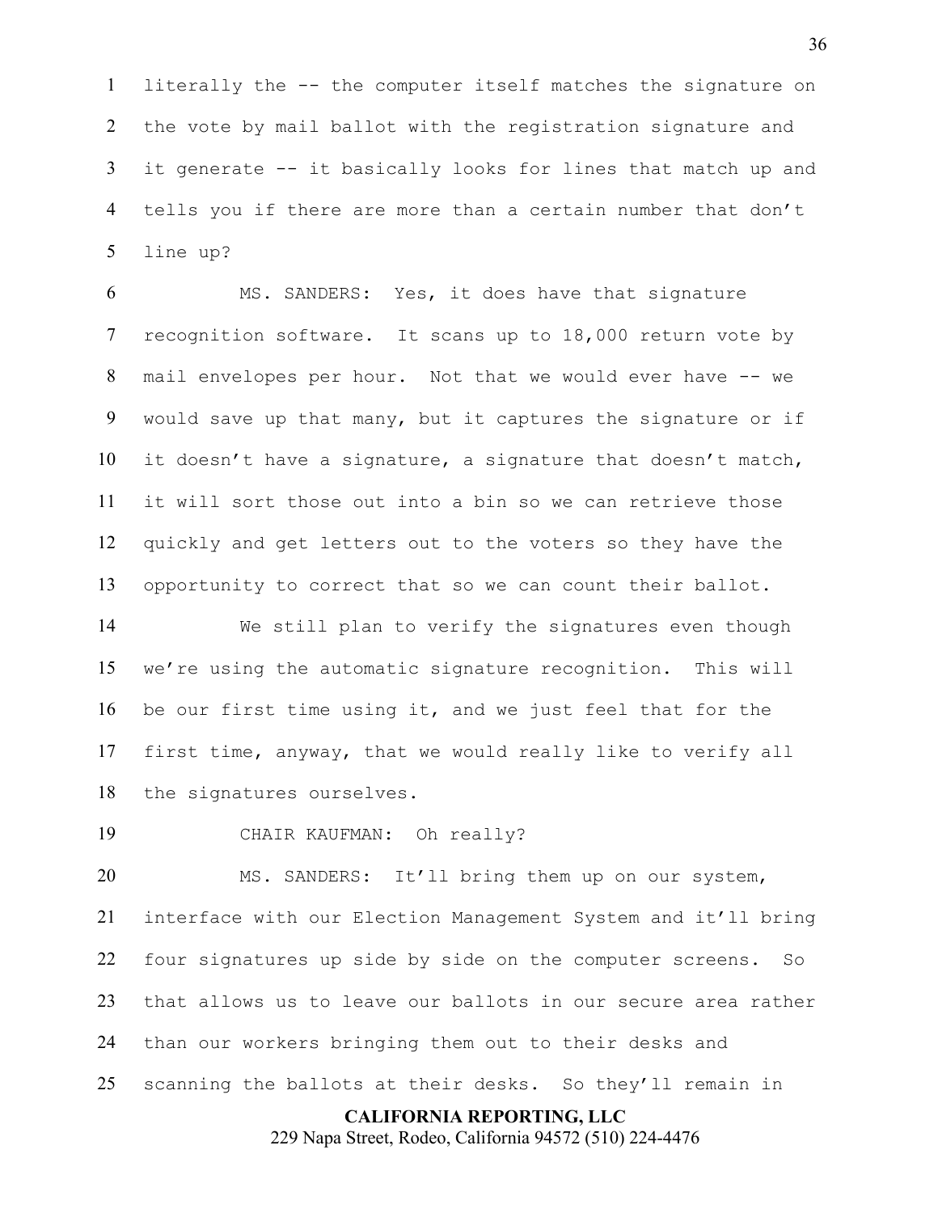literally the -- the computer itself matches the signature on the vote by mail ballot with the registration signature and it generate -- it basically looks for lines that match up and tells you if there are more than a certain number that don't line up?

MS. SANDERS: Yes, it does have that signature recognition software. It scans up to 18,000 return vote by mail envelopes per hour. Not that we would ever have -- we would save up that many, but it captures the signature or if it doesn't have a signature, a signature that doesn't match, it will sort those out into a bin so we can retrieve those quickly and get letters out to the voters so they have the opportunity to correct that so we can count their ballot.

We still plan to verify the signatures even though we're using the automatic signature recognition. This will be our first time using it, and we just feel that for the first time, anyway, that we would really like to verify all the signatures ourselves.

CHAIR KAUFMAN: Oh really?

MS. SANDERS: It'll bring them up on our system, interface with our Election Management System and it'll bring four signatures up side by side on the computer screens. So that allows us to leave our ballots in our secure area rather than our workers bringing them out to their desks and scanning the ballots at their desks. So they'll remain in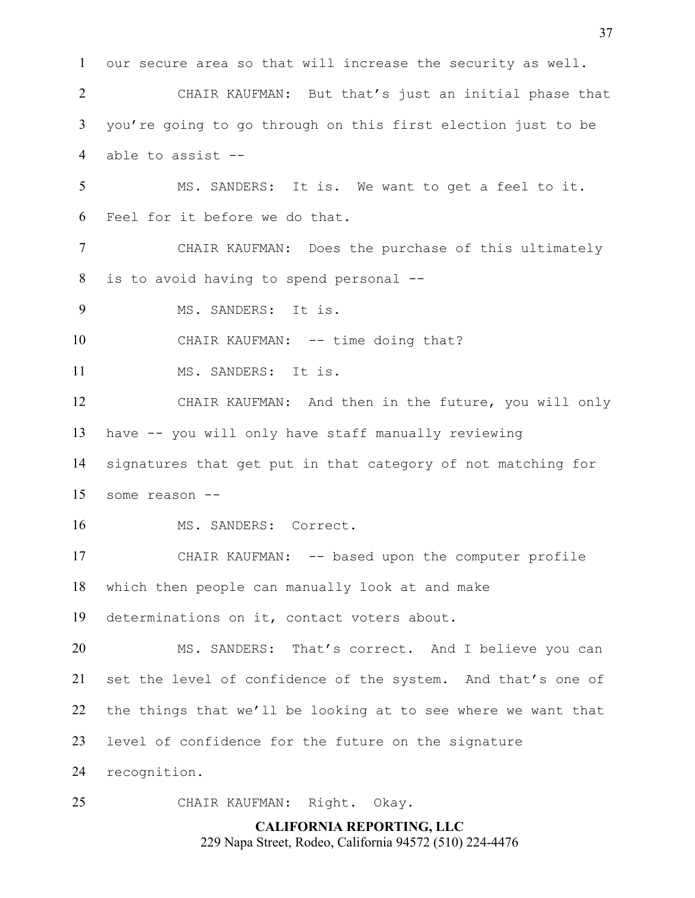our secure area so that will increase the security as well.

CHAIR KAUFMAN: But that's just an initial phase that you're going to go through on this first election just to be able to assist --

MS. SANDERS: It is. We want to get a feel to it. Feel for it before we do that.

CHAIR KAUFMAN: Does the purchase of this ultimately is to avoid having to spend personal --

MS. SANDERS: It is.

CHAIR KAUFMAN: -- time doing that?

MS. SANDERS: It is.

CHAIR KAUFMAN: And then in the future, you will only have -- you will only have staff manually reviewing signatures that get put in that category of not matching for some reason --

MS. SANDERS: Correct.

CHAIR KAUFMAN: -- based upon the computer profile which then people can manually look at and make determinations on it, contact voters about.

MS. SANDERS: That's correct. And I believe you can set the level of confidence of the system. And that's one of the things that we'll be looking at to see where we want that level of confidence for the future on the signature recognition.

CHAIR KAUFMAN: Right. Okay.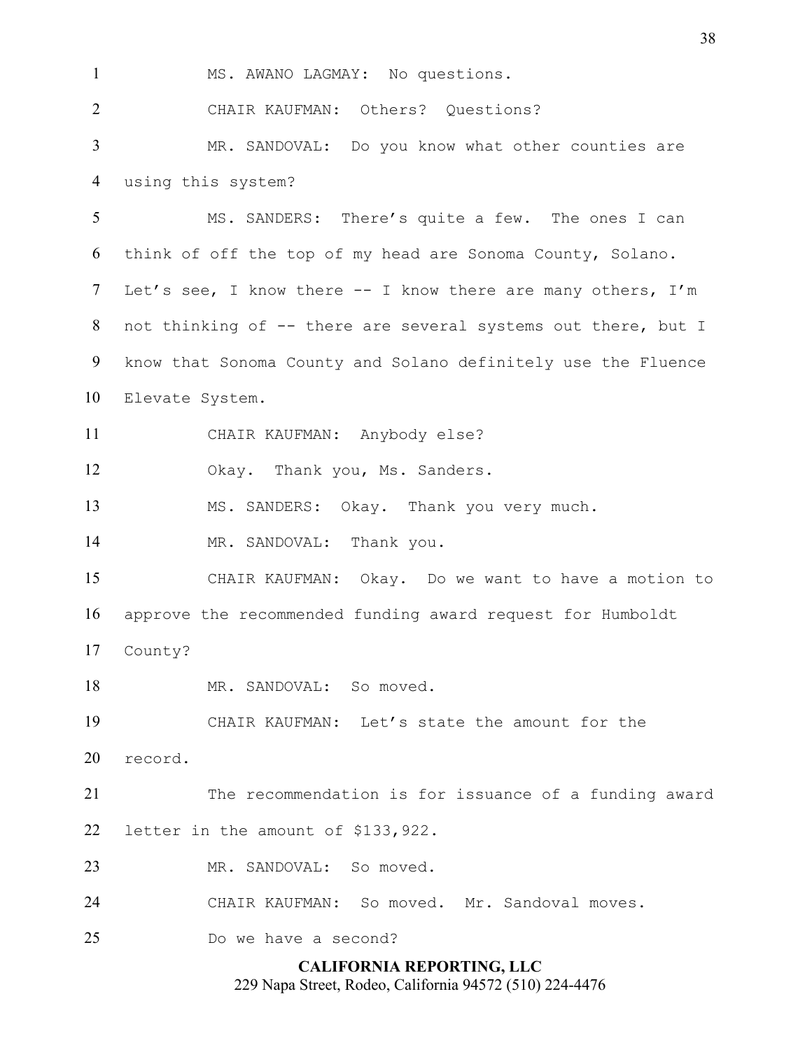MS. AWANO LAGMAY: No questions.

CHAIR KAUFMAN: Others? Questions?

MR. SANDOVAL: Do you know what other counties are using this system?

MS. SANDERS: There's quite a few. The ones I can think of off the top of my head are Sonoma County, Solano. Let's see, I know there -- I know there are many others, I'm not thinking of -- there are several systems out there, but I know that Sonoma County and Solano definitely use the Fluence Elevate System.

CHAIR KAUFMAN: Anybody else?

Okay. Thank you, Ms. Sanders.

MS. SANDERS: Okay. Thank you very much.

MR. SANDOVAL: Thank you.

CHAIR KAUFMAN: Okay. Do we want to have a motion to approve the recommended funding award request for Humboldt County?

MR. SANDOVAL: So moved.

CHAIR KAUFMAN: Let's state the amount for the record.

The recommendation is for issuance of a funding award letter in the amount of $133,922.

MR. SANDOVAL: So moved.

CHAIR KAUFMAN: So moved. Mr. Sandoval moves.

Do we have a second?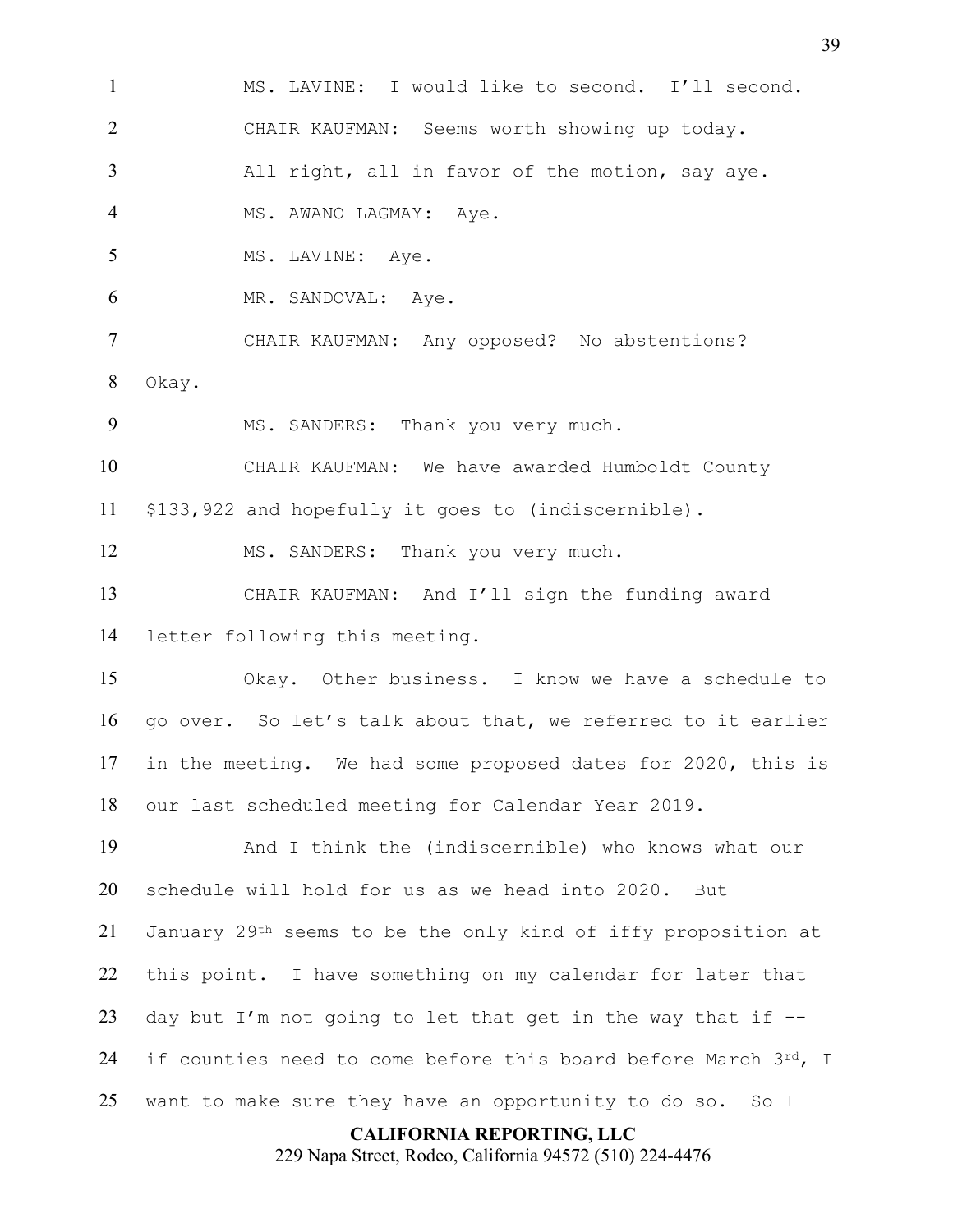MS. LAVINE: I would like to second. I'll second.

CHAIR KAUFMAN: Seems worth showing up today.

All right, all in favor of the motion, say aye.

MS. AWANO LAGMAY: Aye.

MS. LAVINE: Aye.

MR. SANDOVAL: Aye.

CHAIR KAUFMAN: Any opposed? No abstentions? Okay.

MS. SANDERS: Thank you very much.

CHAIR KAUFMAN: We have awarded Humboldt County $133,922 and hopefully it goes to (indiscernible).

MS. SANDERS: Thank you very much.

CHAIR KAUFMAN: And I'll sign the funding award letter following this meeting.

Okay. Other business. I know we have a schedule to go over. So let's talk about that, we referred to it earlier in the meeting. We had some proposed dates for 2020, this is our last scheduled meeting for Calendar Year 2019.

And I think the (indiscernible) who knows what our schedule will hold for us as we head into 2020. But January 29th seems to be the only kind of iffy proposition at this point. I have something on my calendar for later that day but I'm not going to let that get in the way that if -- if counties need to come before this board before March 3rd, I want to make sure they have an opportunity to do so. So I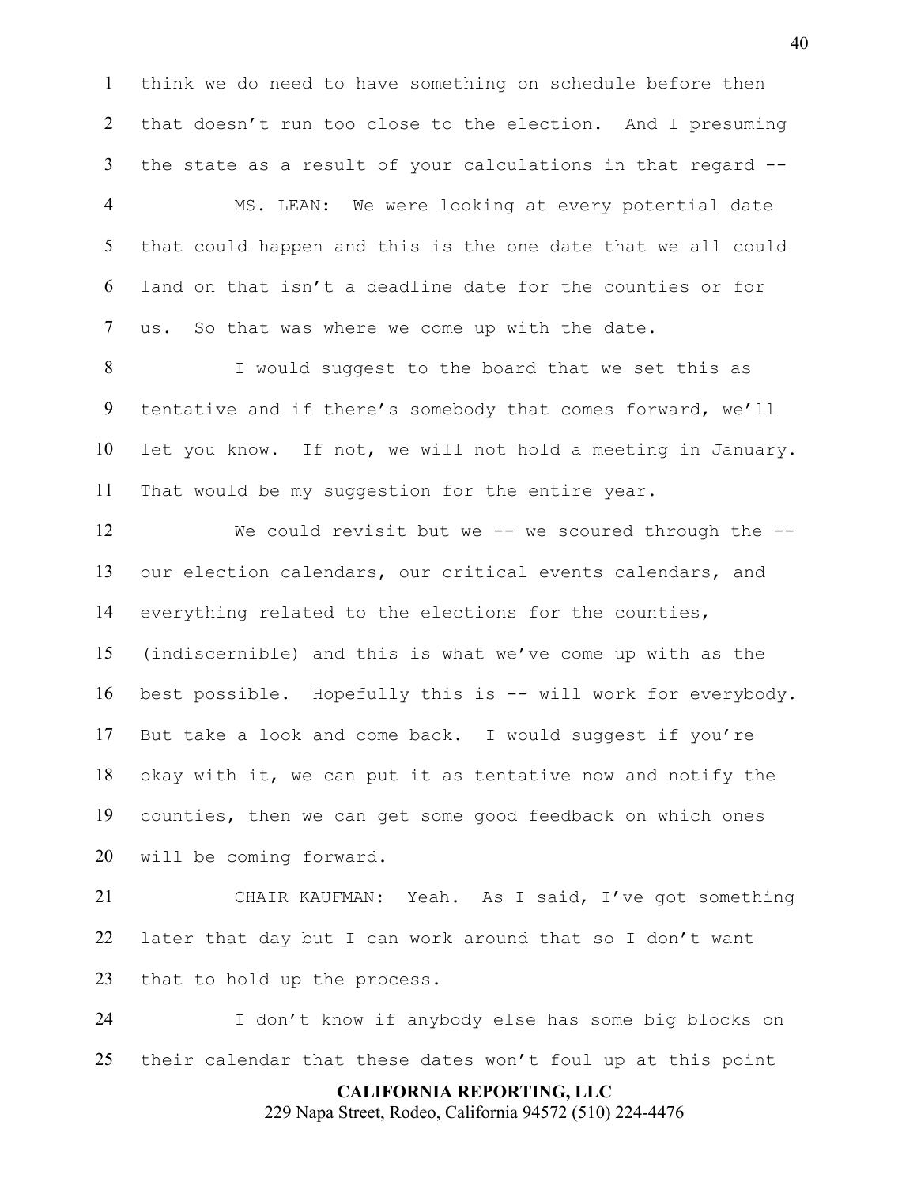think we do need to have something on schedule before then that doesn't run too close to the election. And I presuming the state as a result of your calculations in that regard --

MS. LEAN: We were looking at every potential date that could happen and this is the one date that we all could land on that isn't a deadline date for the counties or for us. So that was where we come up with the date.

I would suggest to the board that we set this as tentative and if there's somebody that comes forward, we'll let you know. If not, we will not hold a meeting in January. That would be my suggestion for the entire year.

We could revisit but we -- we scoured through the -- our election calendars, our critical events calendars, and everything related to the elections for the counties, (indiscernible) and this is what we've come up with as the best possible. Hopefully this is -- will work for everybody. But take a look and come back. I would suggest if you're okay with it, we can put it as tentative now and notify the counties, then we can get some good feedback on which ones will be coming forward.

CHAIR KAUFMAN: Yeah. As I said, I've got something later that day but I can work around that so I don't want that to hold up the process.

I don't know if anybody else has some big blocks on their calendar that these dates won't foul up at this point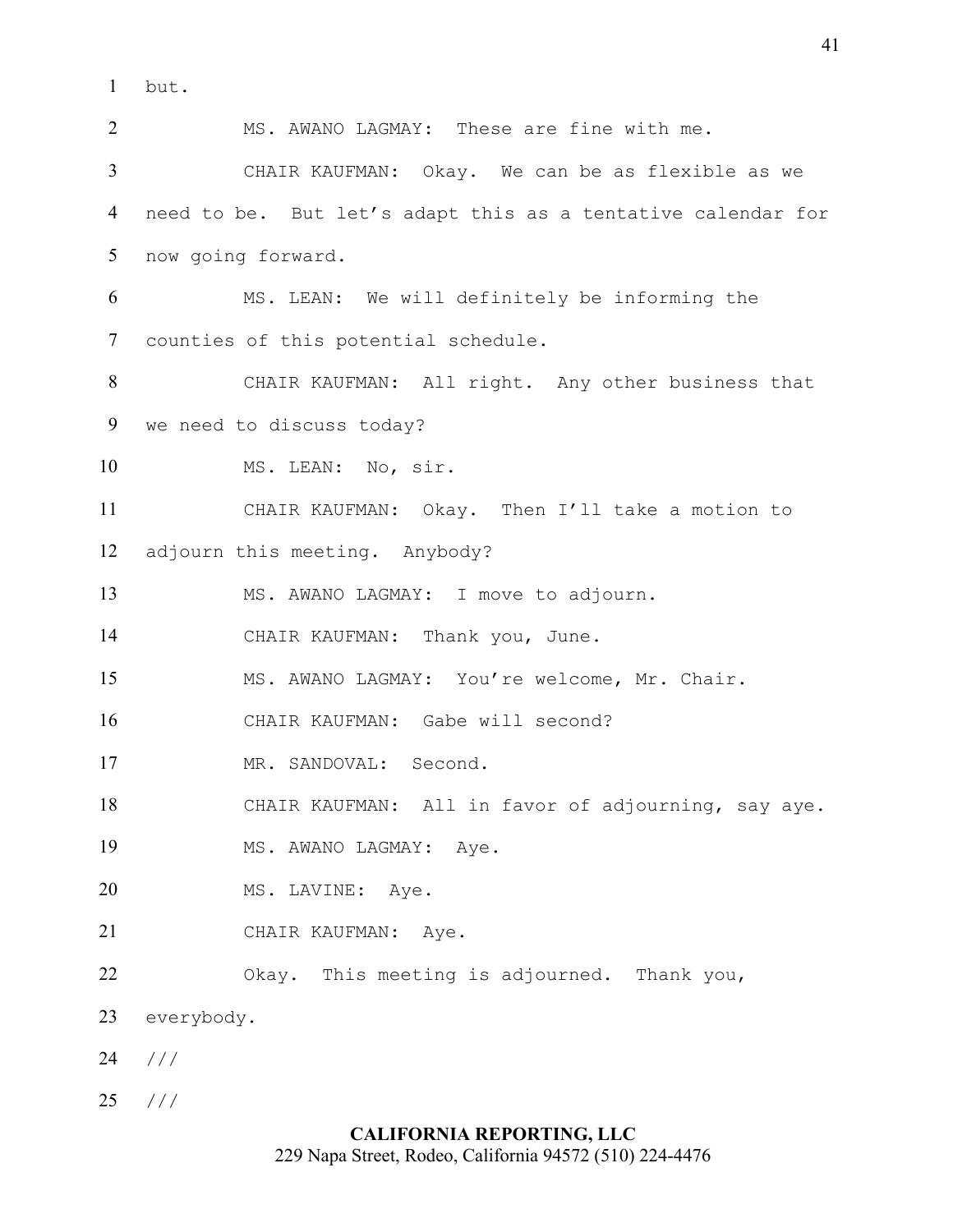but.

MS. AWANO LAGMAY: These are fine with me.

CHAIR KAUFMAN: Okay. We can be as flexible as we need to be. But let's adapt this as a tentative calendar for now going forward.

MS. LEAN: We will definitely be informing the counties of this potential schedule.

CHAIR KAUFMAN: All right. Any other business that we need to discuss today?

MS. LEAN: No, sir.

CHAIR KAUFMAN: Okay. Then I'll take a motion to adjourn this meeting. Anybody?

MS. AWANO LAGMAY: I move to adjourn.

CHAIR KAUFMAN: Thank you, June.

MS. AWANO LAGMAY: You're welcome, Mr. Chair.

CHAIR KAUFMAN: Gabe will second?

MR. SANDOVAL: Second.

CHAIR KAUFMAN: All in favor of adjourning, say aye.

MS. AWANO LAGMAY: Aye.

MS. LAVINE: Aye.

CHAIR KAUFMAN: Aye.

Okay. This meeting is adjourned. Thank you, everybody.

///

///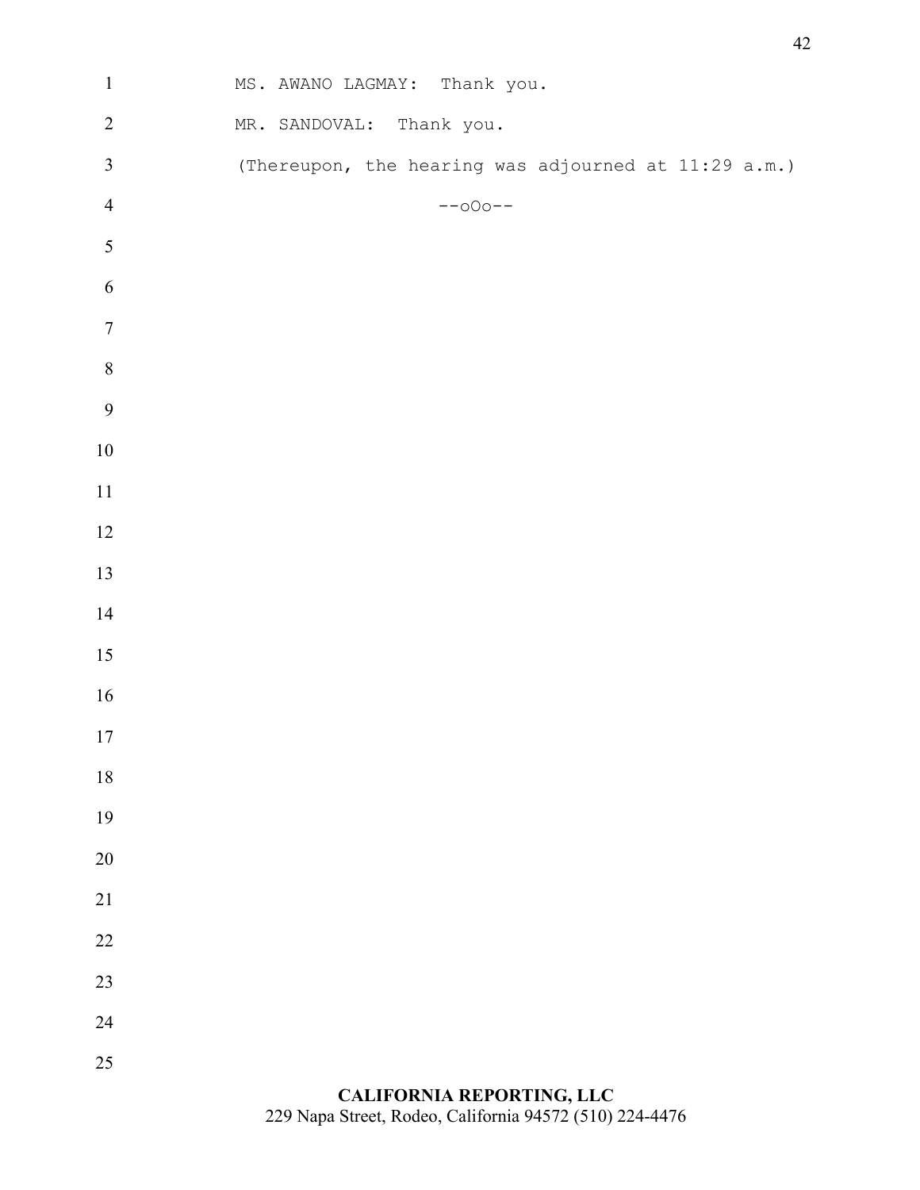MS. AWANO LAGMAY: Thank you.

MR. SANDOVAL: Thank you.

(Thereupon, the hearing was adjourned at 11:29 a.m.)

--oOo--